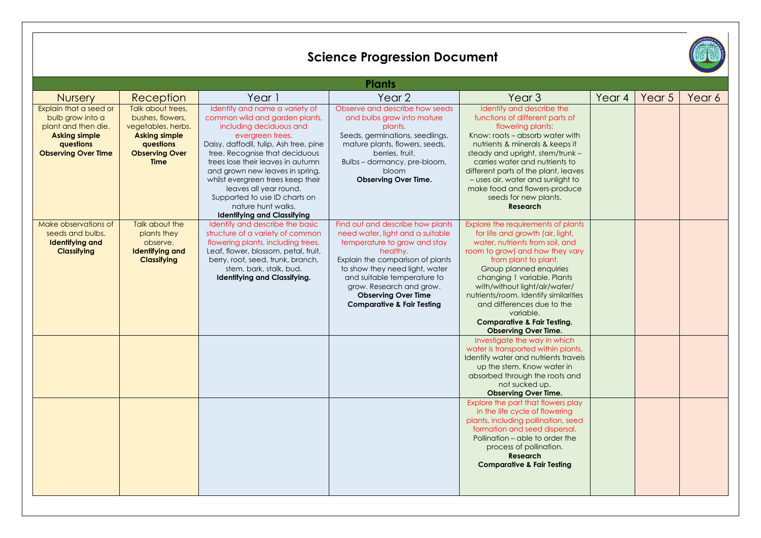# Science Progression Document

## Plants

| Nursery | Reception | Year 1 | Year 2 | Year 3 | Year 4 | Year 5 | Year 6 |
|---|---|---|---|---|---|---|---|
| Explain that a seed or bulb grow into a plant and then die. **Asking simple questions** **Observing Over Time** | Talk about trees, bushes, flowers, vegetables, herbs. **Asking simple questions** **Observing Over Time** | Identify and name a variety of common wild and garden plants, including deciduous and evergreen trees. Daisy, daffodil, tulip, Ash tree, pine tree. Recognise that deciduous trees lose their leaves in autumn and grown new leaves in spring, whilst evergreen trees keep their leaves all year round. Supported to use ID charts on nature hunt walks. **Identifying and Classifying** | Observe and describe how seeds and bulbs grow into mature plants. Seeds, germinations, seedlings, mature plants, flowers, seeds, berries, fruit. Bulbs – dormancy, pre-bloom, bloom **Observing Over Time.** | Identify and describe the functions of different parts of flowering plants: Know: roots – absorb water with nutrients & minerals & keeps it steady and upright, stem/trunk – carries water and nutrients to different parts of the plant, leaves – uses air, water and sunlight to make food and flowers-produce seeds for new plants. **Research** | | | |
| Make observations of seeds and bulbs. **Identifying and Classifying** | Talk about the plants they observe. **Identifying and Classifying** | Identify and describe the basic structure of a variety of common flowering plants, including trees. Leaf, flower, blossom, petal, fruit, berry, root, seed, trunk, branch, stem, bark, stalk, bud. **Identifying and Classifying.** | Find out and describe how plants need water, light and a suitable temperature to grow and stay healthy. Explain the comparison of plants to show they need light, water and suitable temperature to grow. Research and grow. **Observing Over Time** **Comparative & Fair Testing** | Explore the requirements of plants for life and growth (air, light, water, nutrients from soil, and room to grow) and how they vary from plant to plant. Group planned enquiries changing 1 variable. Plants with/without light/air/water/ nutrients/room. Identify similarities and differences due to the variable. **Comparative & Fair Testing.** **Observing Over Time.** | | | |
| | | | | Investigate the way in which water is transported within plants. Identify water and nutrients travels up the stem. Know water in absorbed through the roots and not sucked up. **Observing Over Time.** | | | |
| | | | | Explore the part that flowers play in the life cycle of flowering plants, including pollination, seed formation and seed dispersal. Pollination – able to order the process of pollination. **Research** **Comparative & Fair Testing** | | | |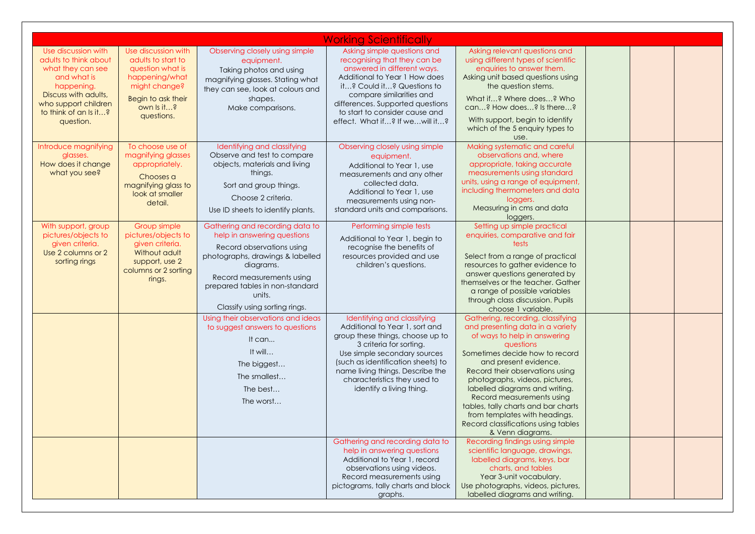| Working Scientifically | | | | | | | |
|---|---|---|---|---|---|---|---|
| Use discussion with adults to think about what they can see and what is happening. Discuss with adults, who support children to think of an Is it…? question. | Use discussion with adults to start to question what is happening/what might change? Begin to ask their own Is it…? questions. | Observing closely using simple equipment. Taking photos and using magnifying glasses. Stating what they can see, look at colours and shapes. Make comparisons. | Asking simple questions and recognising that they can be answered in different ways. Additional to Year 1 How does it…? Could it…? Questions to compare similarities and differences. Supported questions to start to consider cause and effect. What if…? If we…will it…? | Asking relevant questions and using different types of scientific enquiries to answer them. Asking unit based questions using the question stems. What if…? Where does…? Who can…? How does…? Is there…? With support, begin to identify which of the 5 enquiry types to use. | | | |
| Introduce magnifying glasses. How does it change what you see? | To choose use of magnifying glasses appropriately. Chooses a magnifying glass to look at smaller detail. | Identifying and classifying Observe and test to compare objects, materials and living things. Sort and group things. Choose 2 criteria. Use ID sheets to identify plants. | Observing closely using simple equipment. Additional to Year 1, use measurements and any other collected data. Additional to Year 1, use measurements using non-standard units and comparisons. | Making systematic and careful observations and, where appropriate, taking accurate measurements using standard units, using a range of equipment, including thermometers and data loggers. Measuring in cms and data loggers. | | | |
| With support, group pictures/objects to given criteria. Use 2 columns or 2 sorting rings | Group simple pictures/objects to given criteria. Without adult support, use 2 columns or 2 sorting rings. | Gathering and recording data to help in answering questions Record observations using photographs, drawings & labelled diagrams. Record measurements using prepared tables in non-standard units. Classify using sorting rings. | Performing simple tests Additional to Year 1, begin to recognise the benefits of resources provided and use children's questions. | Setting up simple practical enquiries, comparative and fair tests Select from a range of practical resources to gather evidence to answer questions generated by themselves or the teacher. Gather a range of possible variables through class discussion. Pupils choose 1 variable. | | | |
| | | Using their observations and ideas to suggest answers to questions It can... It will… The biggest… The smallest… The best… The worst… | Identifying and classifying Additional to Year 1, sort and group these things, choose up to 3 criteria for sorting. Use simple secondary sources (such as identification sheets) to name living things. Describe the characteristics they used to identify a living thing. | Gathering, recording, classifying and presenting data in a variety of ways to help in answering questions Sometimes decide how to record and present evidence. Record their observations using photographs, videos, pictures, labelled diagrams and writing. Record measurements using tables, tally charts and bar charts from templates with headings. Record classifications using tables & Venn diagrams. | | | |
| | | | Gathering and recording data to help in answering questions Additional to Year 1, record observations using videos. Record measurements using pictograms, tally charts and block graphs. | Recording findings using simple scientific language, drawings, labelled diagrams, keys, bar charts, and tables Year 3-unit vocabulary. Use photographs, videos, pictures, labelled diagrams and writing. | | | |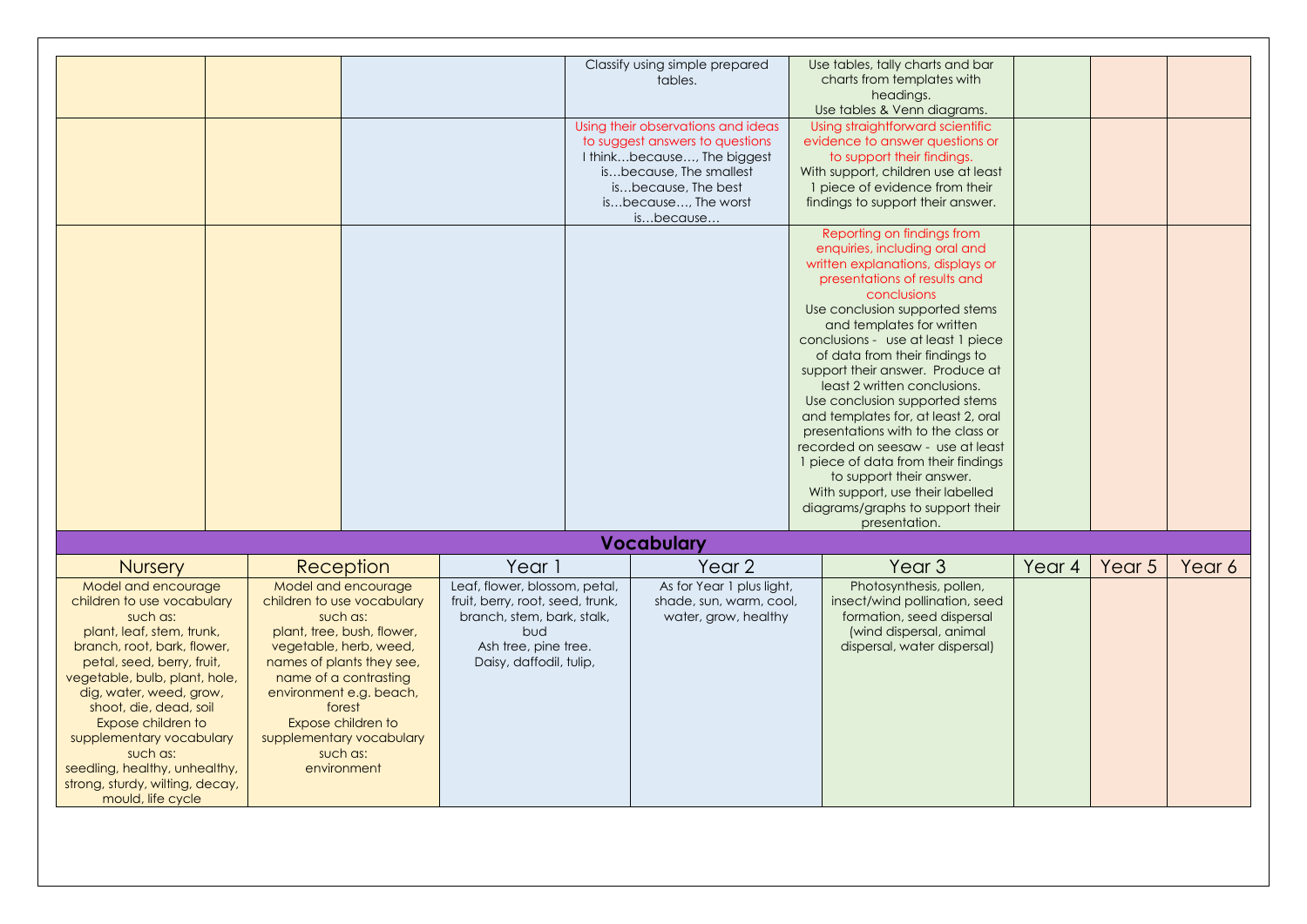| Nursery | Reception | Year 1 | Year 2 | Year 3 | Year 4 | Year 5 | Year 6 |
|---|---|---|---|---|---|---|---|
| | | | Classify using simple prepared tables. | Use tables, tally charts and bar charts from templates with headings. Use tables & Venn diagrams. | | | |
| | | | Using their observations and ideas to suggest answers to questions I think…because…, The biggest is…because, The smallest is…because, The best is…because…, The worst is…because… | Using straightforward scientific evidence to answer questions or to support their findings. With support, children use at least 1 piece of evidence from their findings to support their answer. | | | |
| | | | | Reporting on findings from enquiries, including oral and written explanations, displays or presentations of results and conclusions Use conclusion supported stems and templates for written conclusions - use at least 1 piece of data from their findings to support their answer. Produce at least 2 written conclusions. Use conclusion supported stems and templates for, at least 2, oral presentations with to the class or recorded on seesaw - use at least 1 piece of data from their findings to support their answer. With support, use their labelled diagrams/graphs to support their presentation. | | | |

## Vocabulary

| Nursery | Reception | Year 1 | Year 2 | Year 3 | Year 4 | Year 5 | Year 6 |
|---|---|---|---|---|---|---|---|
| Model and encourage children to use vocabulary such as: plant, leaf, stem, trunk, branch, root, bark, flower, petal, seed, berry, fruit, vegetable, bulb, plant, hole, dig, water, weed, grow, shoot, die, dead, soil Expose children to supplementary vocabulary such as: seedling, healthy, unhealthy, strong, sturdy, wilting, decay, mould, life cycle | Model and encourage children to use vocabulary such as: plant, tree, bush, flower, vegetable, herb, weed, names of plants they see, name of a contrasting environment e.g. beach, forest Expose children to supplementary vocabulary such as: environment | Leaf, flower, blossom, petal, fruit, berry, root, seed, trunk, branch, stem, bark, stalk, bud Ash tree, pine tree. Daisy, daffodil, tulip, | As for Year 1 plus light, shade, sun, warm, cool, water, grow, healthy | Photosynthesis, pollen, insect/wind pollination, seed formation, seed dispersal (wind dispersal, animal dispersal, water dispersal) | | | |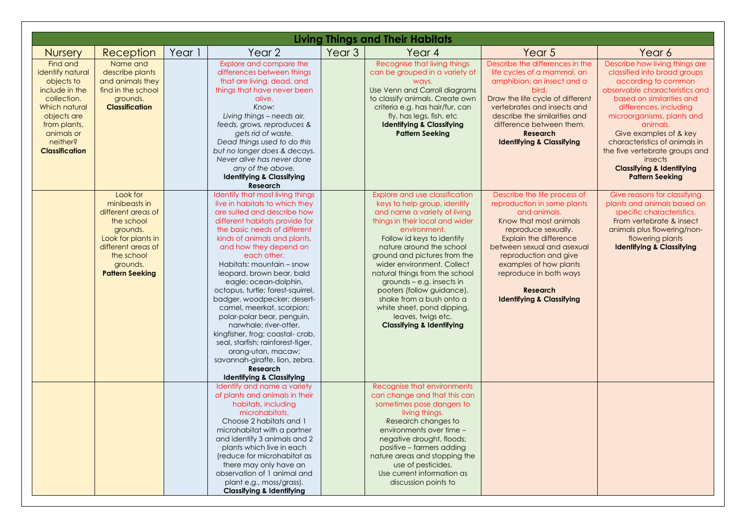# Living Things and Their Habitats

| Nursery | Reception | Year 1 | Year 2 | Year 3 | Year 4 | Year 5 | Year 6 |
|---|---|---|---|---|---|---|---|
| Find and identify natural objects to include in the collection. Which natural objects are from plants, animals or neither? **Classification** | Name and describe plants and animals they find in the school grounds. **Classification** | | Explore and compare the differences between things that are living, dead, and things that have never been alive. *Know:* *Living things – needs air, feeds, grows, reproduces & gets rid of waste.* *Dead things used to do this but no longer does & decays.* *Never alive has never done any of the above.* **Identifying & Classifying** **Research** | | Recognise that living things can be grouped in a variety of ways. Use Venn and Carroll diagrams to classify animals. Create own criteria e.g. has hair/fur, can fly, has legs, fish, etc **Identifying & Classifying** **Pattern Seeking** | Describe the differences in the life cycles of a mammal, an amphibian, an insect and a bird. Draw the life cycle of different vertebrates and insects and describe the similarities and difference between them. **Research** **Identifying & Classifying** | Describe how living things are classified into broad groups according to common observable characteristics and based on similarities and differences, including microorganisms, plants and animals. Give examples of & key characteristics of animals in the five vertebrate groups and insects **Classifying & Identifying** **Pattern Seeking** |
| | Look for minibeasts in different areas of the school grounds. Look for plants in different areas of the school grounds. **Pattern Seeking** | | Identify that most living things live in habitats to which they are suited and describe how different habitats provide for the basic needs of different kinds of animals and plants, and how they depend on each other. Habitats: mountain – snow leopard, brown bear, bald eagle; ocean-dolphin, octopus, turtle; forest-squirrel, badger, woodpecker; desert-camel, meerkat, scorpion; polar-polar bear, penguin, narwhale; river-otter, kingfisher, frog; coastal- crab, seal, starfish; rainforest-tiger, orang-utan, macaw; savannah-giraffe, lion, zebra. **Research** **Identifying & Classifying** | | Explore and use classification keys to help group, identify and name a variety of living things in their local and wider environment. Follow id keys to identify nature around the school ground and pictures from the wider environment. Collect natural things from the school grounds – e.g. insects in pooters (follow guidance), shake from a bush onto a white sheet, pond dipping, leaves, twigs etc. **Classifying & Identifying** | Describe the life process of reproduction in some plants and animals. Know that most animals reproduce sexually. Explain the difference between sexual and asexual reproduction and give examples of how plants reproduce in both ways **Research** **Identifying & Classifying** | Give reasons for classifying plants and animals based on specific characteristics. From vertebrate & insect animals plus flowering/non-flowering plants **Identifying & Classifying** |
| | | | Identify and name a variety of plants and animals in their habitats, including microhabitats. Choose 2 habitats and 1 microhabitat with a partner and identify 3 animals and 2 plants which live in each (reduce for microhabitat as there may only have an observation of 1 animal and plant e.g., moss/grass). **Classifying & Identifying** | | Recognise that environments can change and that this can sometimes pose dangers to living things. Research changes to environments over time – negative drought, floods; positive – farmers adding nature areas and stopping the use of pesticides. Use current information as discussion points to | | |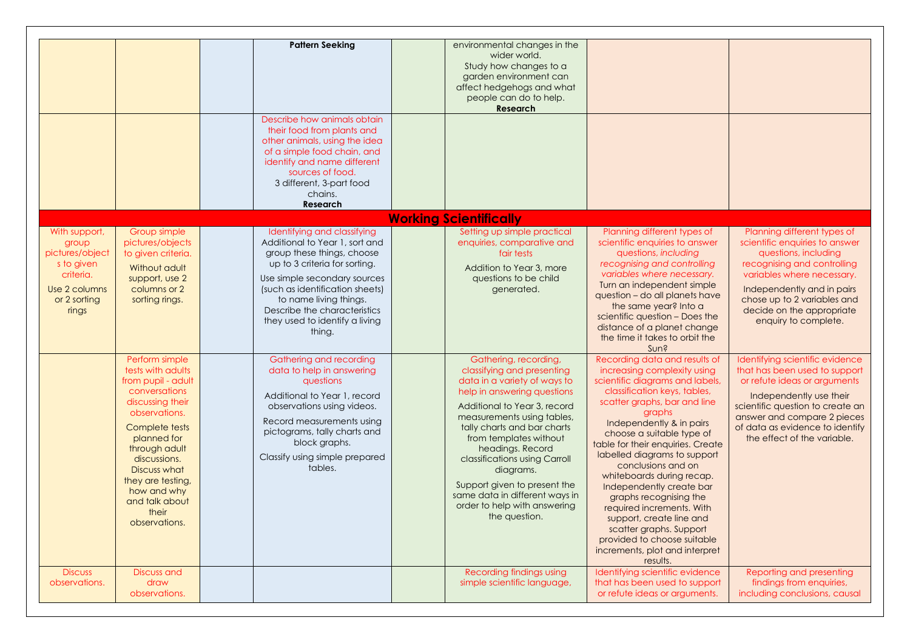| | | | | | | | |
|---|---|---|---|---|---|---|---|
| | | | **Pattern Seeking** | | environmental changes in the wider world. Study how changes to a garden environment can affect hedgehogs and what people can do to help. **Research** | | |
| | | | Describe how animals obtain their food from plants and other animals, using the idea of a simple food chain, and identify and name different sources of food. 3 different, 3-part food chains. **Research** | | | | |
| **Working Scientifically** | | | | | | | |
| With support, group pictures/objects to given criteria. Use 2 columns or 2 sorting rings | Group simple pictures/objects to given criteria. Without adult support, use 2 columns or 2 sorting rings. | | Identifying and classifying. Additional to Year 1, sort and group these things, choose up to 3 criteria for sorting. Use simple secondary sources (such as identification sheets) to name living things. Describe the characteristics they used to identify a living thing. | | Setting up simple practical enquiries, comparative and fair tests. Addition to Year 3, more questions to be child generated. | Planning different types of scientific enquiries to answer questions, *including recognising and controlling variables where necessary.* Turn an independent simple question – do all planets have the same year? Into a scientific question – Does the distance of a planet change the time it takes to orbit the Sun? | Planning different types of scientific enquiries to answer questions, including recognising and controlling variables where necessary. Independently and in pairs chose up to 2 variables and decide on the appropriate enquiry to complete. |
| | Perform simple tests with adults from pupil - adult conversations discussing their observations. Complete tests planned for through adult discussions. Discuss what they are testing, how and why and talk about their observations. | | Gathering and recording data to help in answering questions. Additional to Year 1, record observations using videos. Record measurements using pictograms, tally charts and block graphs. Classify using simple prepared tables. | | Gathering, recording, classifying and presenting data in a variety of ways to help in answering questions. Additional to Year 3, record measurements using tables, tally charts and bar charts from templates without headings. Record classifications using Carroll diagrams. Support given to present the same data in different ways in order to help with answering the question. | Recording data and results of increasing complexity using scientific diagrams and labels, classification keys, tables, scatter graphs, bar and line graphs. Independently & in pairs choose a suitable type of table for their enquiries. Create labelled diagrams to support conclusions and on whiteboards during recap. Independently create bar graphs recognising the required increments. With support, create line and scatter graphs. Support provided to choose suitable increments, plot and interpret results. | Identifying scientific evidence that has been used to support or refute ideas or arguments. Independently use their scientific question to create an answer and compare 2 pieces of data as evidence to identify the effect of the variable. |
| Discuss observations. | Discuss and draw observations. | | | | Recording findings using simple scientific language, | Identifying scientific evidence that has been used to support or refute ideas or arguments. | Reporting and presenting findings from enquiries, including conclusions, causal |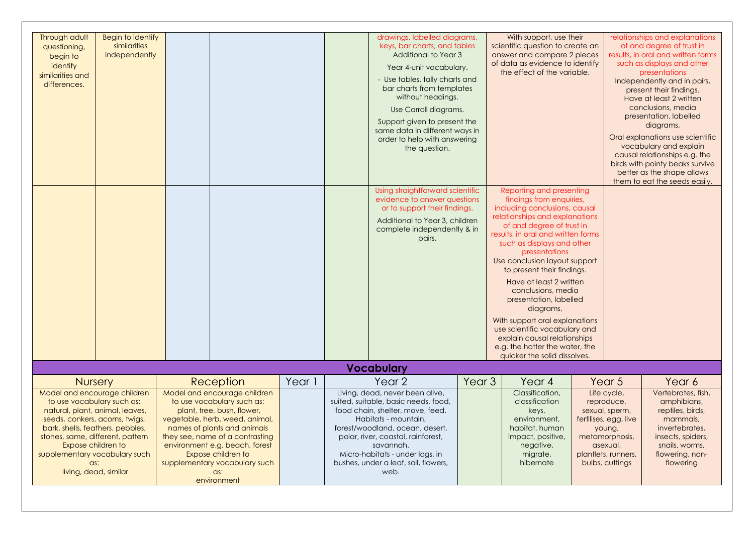| Nursery | Reception | Year 1 | Year 2 | Year 3 | Year 4 | Year 5 | Year 6 |
|---|---|---|---|---|---|---|---|
| Through adult questioning, begin to identify similarities and differences. | Begin to identify similarities independently | | | | drawings, labelled diagrams, keys, bar charts, and tables<br>Additional to Year 3<br>Year 4-unit vocabulary.<br>- Use tables, tally charts and bar charts from templates without headings.<br>Use Carroll diagrams.<br>Support given to present the same data in different ways in order to help with answering the question. | With support, use their scientific question to create an answer and compare 2 pieces of data as evidence to identify the effect of the variable. | relationships and explanations of and degree of trust in results, in oral and written forms such as displays and other presentations<br>Independently and in pairs, present their findings.<br>Have at least 2 written conclusions, media presentation, labelled diagrams,<br>Oral explanations use scientific vocabulary and explain causal relationships e.g. the birds with pointy beaks survive better as the shape allows them to eat the seeds easily. |
| | | | | | Using straightforward scientific evidence to answer questions or to support their findings.<br>Additional to Year 3, children complete independently & in pairs. | Reporting and presenting findings from enquiries, including conclusions, causal relationships and explanations of and degree of trust in results, in oral and written forms such as displays and other presentations<br>Use conclusion layout support to present their findings.<br>Have at least 2 written conclusions, media presentation, labelled diagrams,<br>With support oral explanations use scientific vocabulary and explain causal relationships e.g. the hotter the water, the quicker the solid dissolves. | |

## Vocabulary

| Nursery | Reception | Year 1 | Year 2 | Year 3 | Year 4 | Year 5 | Year 6 |
|---|---|---|---|---|---|---|---|
| Model and encourage children to use vocabulary such as: natural, plant, animal, leaves, seeds, conkers, acorns, twigs, bark, shells, feathers, pebbles, stones, same, different, pattern<br>Expose children to supplementary vocabulary such as:<br>living, dead, similar | Model and encourage children to use vocabulary such as: plant, tree, bush, flower, vegetable, herb, weed, animal, names of plants and animals they see, name of a contrasting environment e.g. beach, forest<br>Expose children to supplementary vocabulary such as:<br>environment | | Living, dead, never been alive, suited, suitable, basic needs, food, food chain, shelter, move, feed.<br>Habitats - mountain, forest/woodland, ocean, desert, polar, river, coastal, rainforest, savannah.<br>Micro-habitats - under logs, in bushes, under a leaf, soil, flowers, web. | | Classification, classification keys, environment, habitat, human impact, positive, negative, migrate, hibernate | Life cycle, reproduce, sexual, sperm, fertilises, egg, live young, metamorphosis, asexual, plantlets, runners, bulbs, cuttings | Vertebrates, fish, amphibians, reptiles, birds, mammals, invertebrates, insects, spiders, snails, worms, flowering, non-flowering |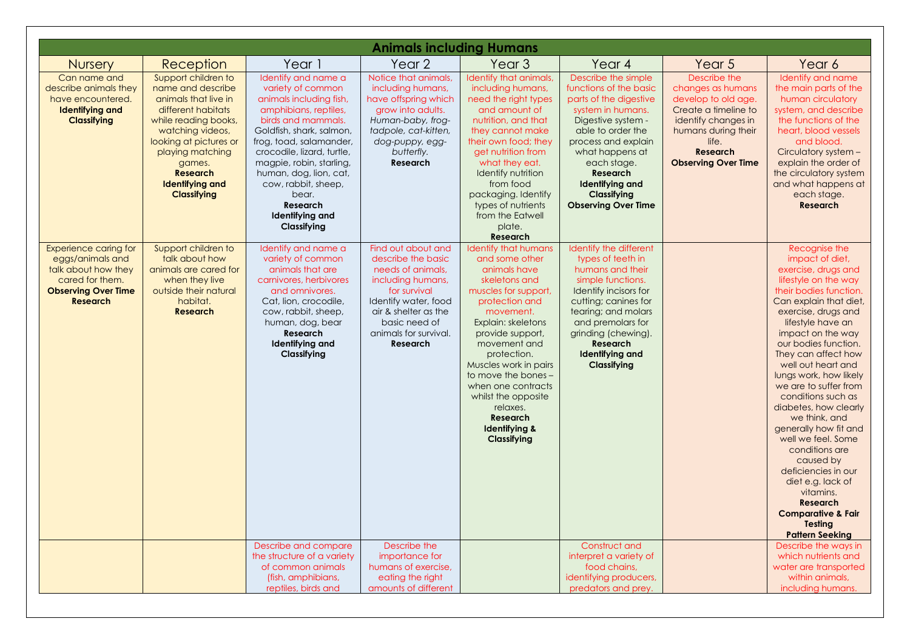# Animals including Humans

| Nursery | Reception | Year 1 | Year 2 | Year 3 | Year 4 | Year 5 | Year 6 |
|---|---|---|---|---|---|---|---|
| Can name and describe animals they have encountered. **Identifying and Classifying** | Support children to name and describe animals that live in different habitats while reading books, watching videos, looking at pictures or playing matching games. **Research** **Identifying and Classifying** | Identify and name a variety of common animals including fish, amphibians, reptiles, birds and mammals. Goldfish, shark, salmon, frog, toad, salamander, crocodile, lizard, turtle, magpie, robin, starling, human, dog, lion, cat, cow, rabbit, sheep, bear. **Research** **Identifying and Classifying** | Notice that animals, including humans, have offspring which grow into adults. *Human-baby, frog-tadpole, cat-kitten, dog-puppy, egg-butterfly.* **Research** | Identify that animals, including humans, need the right types and amount of nutrition, and that they cannot make their own food; they get nutrition from what they eat. Identify nutrition from food packaging. Identify types of nutrients from the Eatwell plate. **Research** | Describe the simple functions of the basic parts of the digestive system in humans. Digestive system - able to order the process and explain what happens at each stage. **Research** **Identifying and Classifying** **Observing Over Time** | Describe the changes as humans develop to old age. Create a timeline to identify changes in humans during their life. **Research** **Observing Over Time** | Identify and name the main parts of the human circulatory system, and describe the functions of the heart, blood vessels and blood. Circulatory system – explain the order of the circulatory system and what happens at each stage. **Research** |
| Experience caring for eggs/animals and talk about how they cared for them. **Observing Over Time** **Research** | Support children to talk about how animals are cared for when they live outside their natural habitat. **Research** | Identify and name a variety of common animals that are carnivores, herbivores and omnivores. Cat, lion, crocodile, cow, rabbit, sheep, human, dog, bear **Research** **Identifying and Classifying** | Find out about and describe the basic needs of animals, including humans, for survival Identify water, food air & shelter as the basic need of animals for survival. **Research** | Identify that humans and some other animals have skeletons and muscles for support, protection and movement. Explain: skeletons provide support, movement and protection. Muscles work in pairs to move the bones – when one contracts whilst the opposite relaxes. **Research** **Identifying & Classifying** | Identify the different types of teeth in humans and their simple functions. Identify incisors for cutting; canines for tearing; and molars and premolars for grinding (chewing). **Research** **Identifying and Classifying** | | Recognise the impact of diet, exercise, drugs and lifestyle on the way their bodies function. Can explain that diet, exercise, drugs and lifestyle have an impact on the way our bodies function. They can affect how well out heart and lungs work, how likely we are to suffer from conditions such as diabetes, how clearly we think, and generally how fit and well we feel. Some conditions are caused by deficiencies in our diet e.g. lack of vitamins. **Research** **Comparative & Fair Testing** **Pattern Seeking** |
| | | Describe and compare the structure of a variety of common animals (fish, amphibians, reptiles, birds and | Describe the importance for humans of exercise, eating the right amounts of different | | Construct and interpret a variety of food chains, identifying producers, predators and prey. | | Describe the ways in which nutrients and water are transported within animals, including humans. |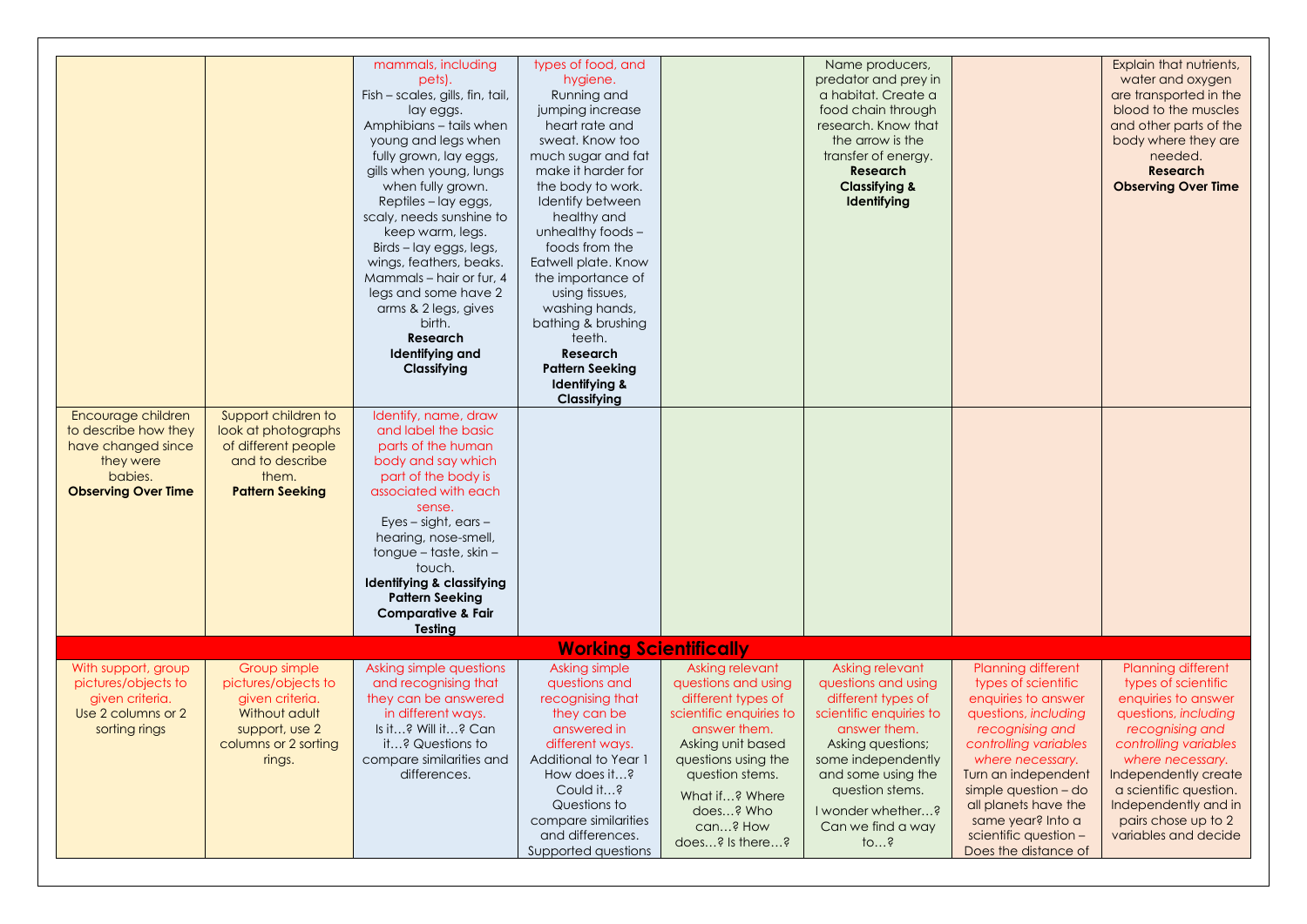| | | | | | | | |
|---|---|---|---|---|---|---|---|
| | | mammals, including pets). Fish – scales, gills, fin, tail, lay eggs. Amphibians – tails when young and legs when fully grown, lay eggs, gills when young, lungs when fully grown. Reptiles – lay eggs, scaly, needs sunshine to keep warm, legs. Birds – lay eggs, legs, wings, feathers, beaks. Mammals – hair or fur, 4 legs and some have 2 arms & 2 legs, gives birth. **Research** **Identifying and Classifying** | types of food, and hygiene. Running and jumping increase heart rate and sweat. Know too much sugar and fat make it harder for the body to work. Identify between healthy and unhealthy foods – foods from the Eatwell plate. Know the importance of using tissues, washing hands, bathing & brushing teeth. **Research** **Pattern Seeking** **Identifying & Classifying** | | Name producers, predator and prey in a habitat. Create a food chain through research. Know that the arrow is the transfer of energy. **Research** **Classifying & Identifying** | | Explain that nutrients, water and oxygen are transported in the blood to the muscles and other parts of the body where they are needed. **Research** **Observing Over Time** |
| Encourage children to describe how they have changed since they were babies. **Observing Over Time** | Support children to look at photographs of different people and to describe them. **Pattern Seeking** | Identify, name, draw and label the basic parts of the human body and say which part of the body is associated with each sense. Eyes – sight, ears – hearing, nose-smell, tongue – taste, skin – touch. **Identifying & classifying** **Pattern Seeking** **Comparative & Fair Testing** | | | | | |
| **Working Scientifically** | | | | | | | |
| With support, group pictures/objects to given criteria. Use 2 columns or 2 sorting rings | Group simple pictures/objects to given criteria. Without adult support, use 2 columns or 2 sorting rings. | Asking simple questions and recognising that they can be answered in different ways. Is it…? Will it…? Can it…? Questions to compare similarities and differences. | Asking simple questions and recognising that they can be answered in different ways. Additional to Year 1 How does it…? Could it…? Questions to compare similarities and differences. Supported questions | Asking relevant questions and using different types of scientific enquiries to answer them. Asking unit based questions using the question stems. What if…? Where does…? Who can…? How does…? Is there…? | Asking relevant questions and using different types of scientific enquiries to answer them. Asking questions; some independently and some using the question stems. I wonder whether…? Can we find a way to…? | Planning different types of scientific enquiries to answer questions, *including recognising and controlling variables where necessary.* Turn an independent simple question – do all planets have the same year? Into a scientific question – Does the distance of | Planning different types of scientific enquiries to answer questions, *including recognising and controlling variables where necessary.* Independently create a scientific question. Independently and in pairs chose up to 2 variables and decide |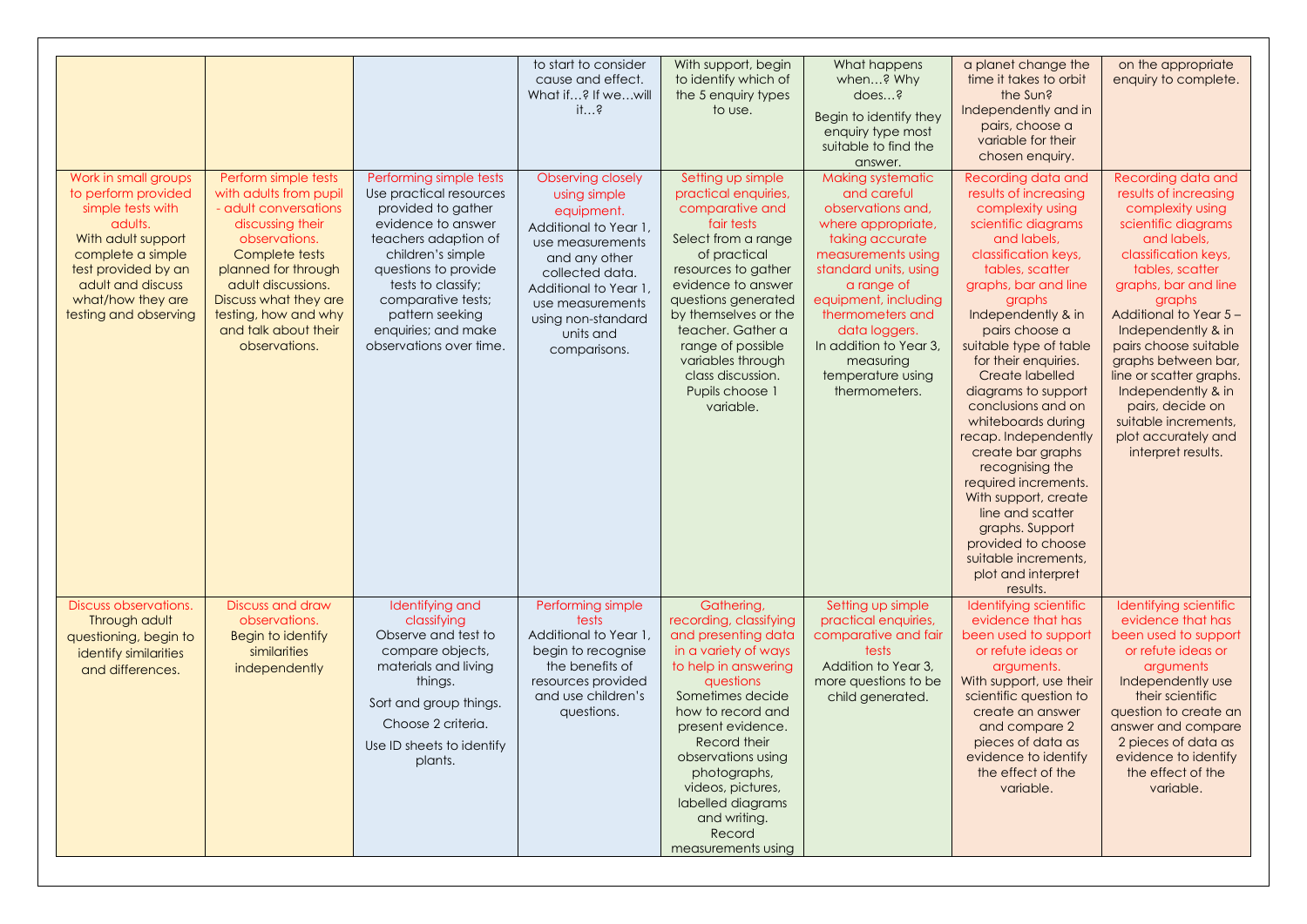|  |  |  | to start to consider cause and effect. What if…? If we…will it…? | With support, begin to identify which of the 5 enquiry types to use. | What happens when…? Why does…? Begin to identify they enquiry type most suitable to find the answer. | a planet change the time it takes to orbit the Sun? Independently and in pairs, choose a variable for their chosen enquiry. | on the appropriate enquiry to complete. |
|---|---|---|---|---|---|---|---|
| Work in small groups to perform provided simple tests with adults. With adult support complete a simple test provided by an adult and discuss what/how they are testing and observing | Perform simple tests with adults from pupil - adult conversations discussing their observations. Complete tests planned for through adult discussions. Discuss what they are testing, how and why and talk about their observations. | Performing simple tests Use practical resources provided to gather evidence to answer teachers adaption of children's simple questions to provide tests to classify; comparative tests; pattern seeking enquiries; and make observations over time. | Observing closely using simple equipment. Additional to Year 1, use measurements and any other collected data. Additional to Year 1, use measurements using non-standard units and comparisons. | Setting up simple practical enquiries, comparative and fair tests Select from a range of practical resources to gather evidence to answer questions generated by themselves or the teacher. Gather a range of possible variables through class discussion. Pupils choose 1 variable. | Making systematic and careful observations and, where appropriate, taking accurate measurements using standard units, using a range of equipment, including thermometers and data loggers. In addition to Year 3, measuring temperature using thermometers. | Recording data and results of increasing complexity using scientific diagrams and labels, classification keys, tables, scatter graphs, bar and line graphs Independently & in pairs choose a suitable type of table for their enquiries. Create labelled diagrams to support conclusions and on whiteboards during recap. Independently create bar graphs recognising the required increments. With support, create line and scatter graphs. Support provided to choose suitable increments, plot and interpret results. | Recording data and results of increasing complexity using scientific diagrams and labels, classification keys, tables, scatter graphs, bar and line graphs Additional to Year 5 – Independently & in pairs choose suitable graphs between bar, line or scatter graphs. Independently & in pairs, decide on suitable increments, plot accurately and interpret results. |
| Discuss observations. Through adult questioning, begin to identify similarities and differences. | Discuss and draw observations. Begin to identify similarities independently | Identifying and classifying Observe and test to compare objects, materials and living things. Sort and group things. Choose 2 criteria. Use ID sheets to identify plants. | Performing simple tests Additional to Year 1, begin to recognise the benefits of resources provided and use children's questions. | Gathering, recording, classifying and presenting data in a variety of ways to help in answering questions Sometimes decide how to record and present evidence. Record their observations using photographs, videos, pictures, labelled diagrams and writing. Record measurements using | Setting up simple practical enquiries, comparative and fair tests Addition to Year 3, more questions to be child generated. | Identifying scientific evidence that has been used to support or refute ideas or arguments. With support, use their scientific question to create an answer and compare 2 pieces of data as evidence to identify the effect of the variable. | Identifying scientific evidence that has been used to support or refute ideas or arguments Independently use their scientific question to create an answer and compare 2 pieces of data as evidence to identify the effect of the variable. |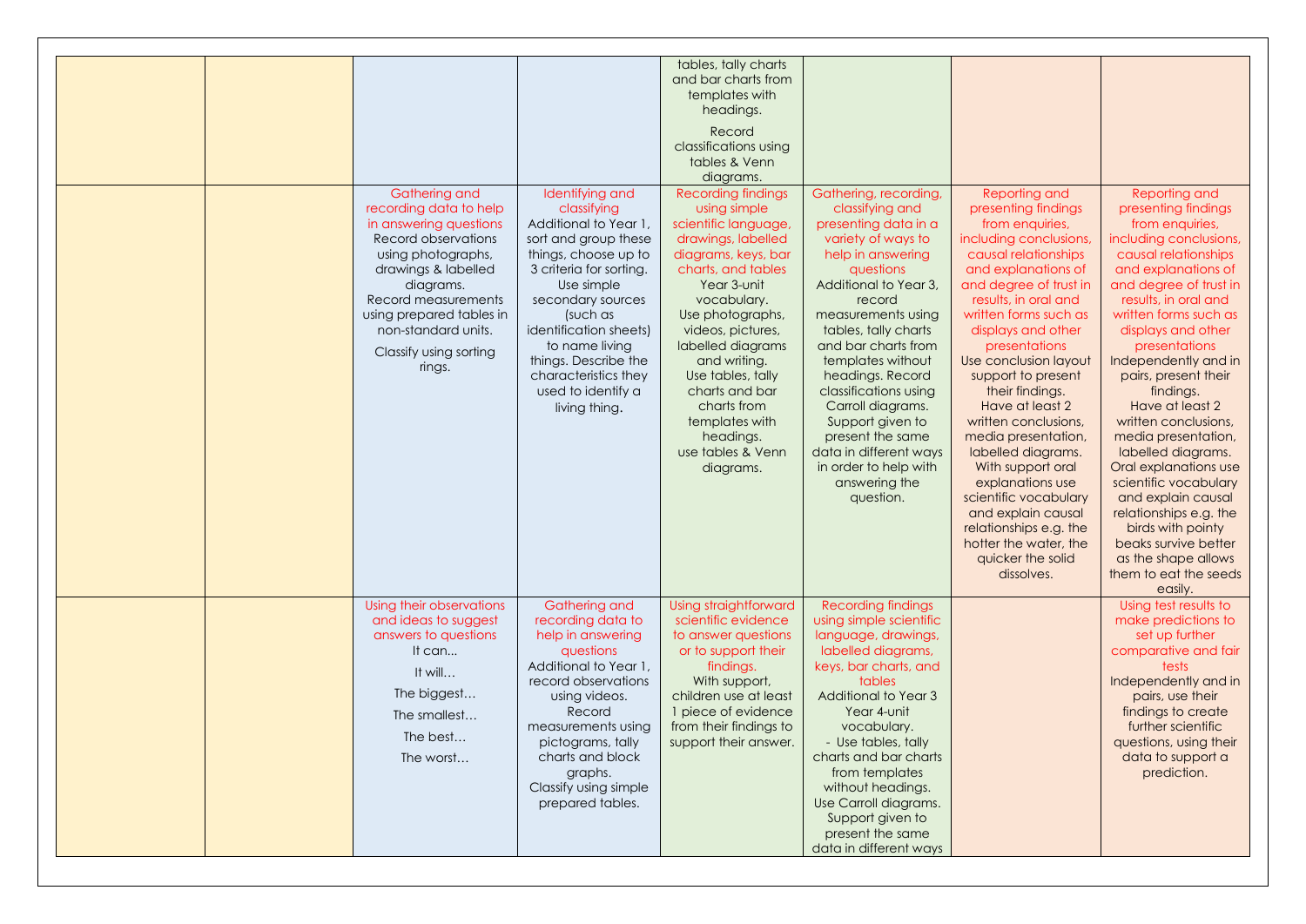|  |  |  |  |  |  |  |  |
|---|---|---|---|---|---|---|---|
|  |  |  |  | tables, tally charts and bar charts from templates with headings.<br>Record classifications using tables & Venn diagrams. |  |  |  |
|  |  | Gathering and recording data to help in answering questions<br>Record observations using photographs, drawings & labelled diagrams.<br>Record measurements using prepared tables in non-standard units.<br>Classify using sorting rings. | Identifying and classifying<br>Additional to Year 1, sort and group these things, choose up to 3 criteria for sorting.<br>Use simple secondary sources (such as identification sheets) to name living things. Describe the characteristics they used to identify a living thing. | Recording findings using simple scientific language, drawings, labelled diagrams, keys, bar charts, and tables<br>Year 3-unit vocabulary.<br>Use photographs, videos, pictures, labelled diagrams and writing.<br>Use tables, tally charts and bar charts from templates with headings.<br>use tables & Venn diagrams. | Gathering, recording, classifying and presenting data in a variety of ways to help in answering questions<br>Additional to Year 3, record measurements using tables, tally charts and bar charts from templates without headings. Record classifications using Carroll diagrams.<br>Support given to present the same data in different ways in order to help with answering the question. | Reporting and presenting findings from enquiries, including conclusions, causal relationships and explanations of and degree of trust in results, in oral and written forms such as displays and other presentations<br>Use conclusion layout support to present their findings.<br>Have at least 2 written conclusions, media presentation, labelled diagrams.<br>With support oral explanations use scientific vocabulary and explain causal relationships e.g. the hotter the water, the quicker the solid dissolves. | Reporting and presenting findings from enquiries, including conclusions, causal relationships and explanations of and degree of trust in results, in oral and written forms such as displays and other presentations<br>Independently and in pairs, present their findings.<br>Have at least 2 written conclusions, media presentation, labelled diagrams.<br>Oral explanations use scientific vocabulary and explain causal relationships e.g. the birds with pointy beaks survive better as the shape allows them to eat the seeds easily. |
|  |  | Using their observations and ideas to suggest answers to questions<br>It can...<br>It will…<br>The biggest…<br>The smallest…<br>The best…<br>The worst… | Gathering and recording data to help in answering questions<br>Additional to Year 1, record observations using videos.<br>Record measurements using pictograms, tally charts and block graphs.<br>Classify using simple prepared tables. | Using straightforward scientific evidence to answer questions or to support their findings.<br>With support, children use at least 1 piece of evidence from their findings to support their answer. | Recording findings using simple scientific language, drawings, labelled diagrams, keys, bar charts, and tables<br>Additional to Year 3<br>Year 4-unit vocabulary.<br>- Use tables, tally charts and bar charts from templates without headings.<br>Use Carroll diagrams.<br>Support given to present the same data in different ways |  | Using test results to make predictions to set up further comparative and fair tests<br>Independently and in pairs, use their findings to create further scientific questions, using their data to support a prediction. |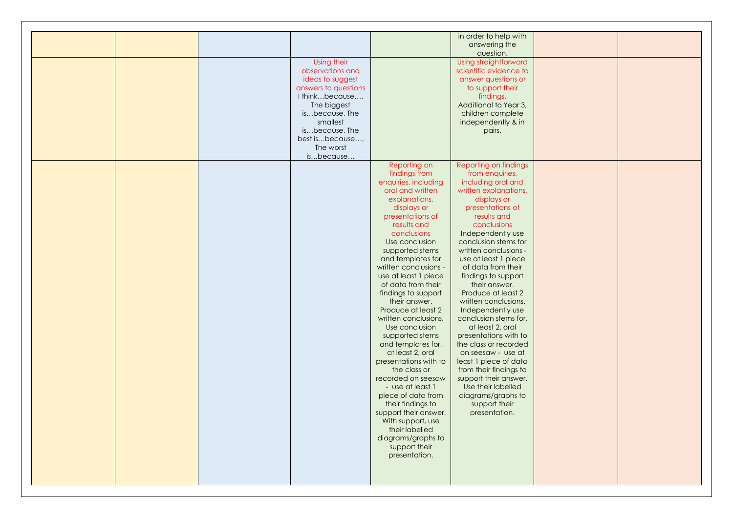| | | | | | | | |
|---|---|---|---|---|---|---|---|
| | | | | | in order to help with answering the question. | | |
| | | | Using their observations and ideas to suggest answers to questions<br>I think…because…, The biggest is…because, The smallest is…because, The best is…because…, The worst is…because… | | Using straightforward scientific evidence to answer questions or to support their findings.<br>Additional to Year 3, children complete independently & in pairs. | | |
| | | | | Reporting on findings from enquiries, including oral and written explanations, displays or presentations of results and conclusions<br>Use conclusion supported stems and templates for written conclusions - use at least 1 piece of data from their findings to support their answer. Produce at least 2 written conclusions. Use conclusion supported stems and templates for, at least 2, oral presentations with to the class or recorded on seesaw - use at least 1 piece of data from their findings to support their answer. With support, use their labelled diagrams/graphs to support their presentation. | Reporting on findings from enquiries, including oral and written explanations, displays or presentations of results and conclusions<br>Independently use conclusion stems for written conclusions - use at least 1 piece of data from their findings to support their answer. Produce at least 2 written conclusions. Independently use conclusion stems for, at least 2, oral presentations with to the class or recorded on seesaw - use at least 1 piece of data from their findings to support their answer. Use their labelled diagrams/graphs to support their presentation. | | |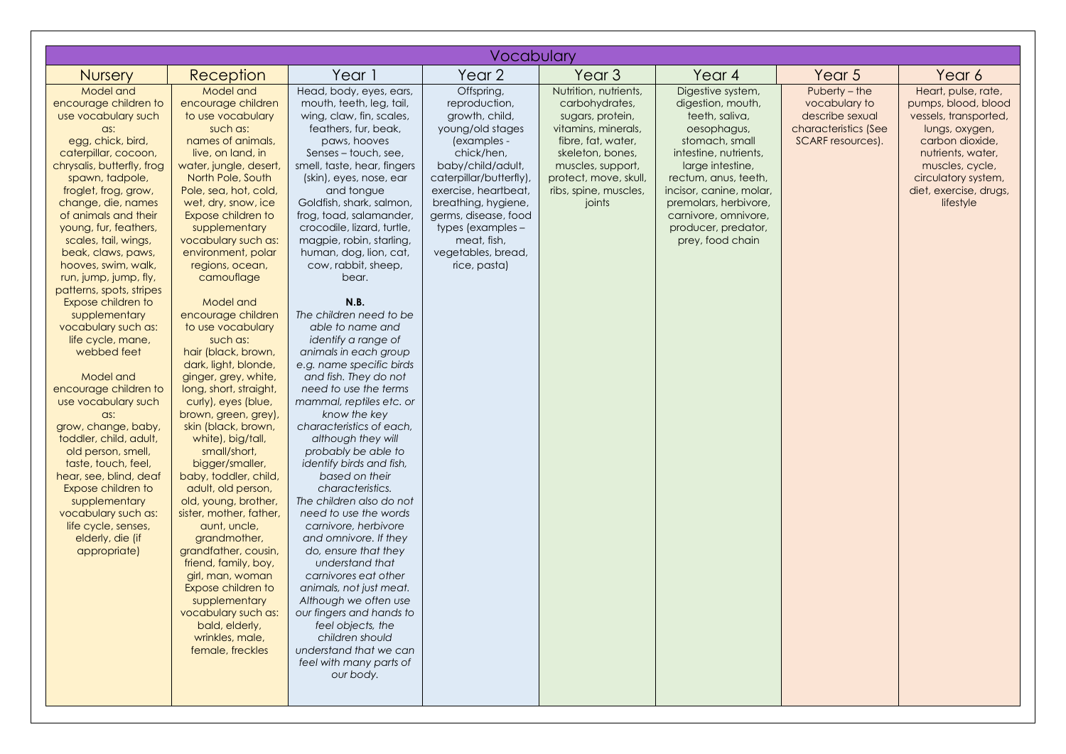| Vocabulary | | | | | | | |
|---|---|---|---|---|---|---|---|
| Nursery | Reception | Year 1 | Year 2 | Year 3 | Year 4 | Year 5 | Year 6 |
| Model and encourage children to use vocabulary such as: egg, chick, bird, caterpillar, cocoon, chrysalis, butterfly, frog spawn, tadpole, froglet, frog, grow, change, die, names of animals and their young, fur, feathers, scales, tail, wings, beak, claws, paws, hooves, swim, walk, run, jump, jump, fly, patterns, spots, stripes<br>Expose children to supplementary vocabulary such as: life cycle, mane, webbed feet<br><br>Model and encourage children to use vocabulary such as: grow, change, baby, toddler, child, adult, old person, smell, taste, touch, feel, hear, see, blind, deaf<br>Expose children to supplementary vocabulary such as: life cycle, senses, elderly, die (if appropriate) | Model and encourage children to use vocabulary such as: names of animals, live, on land, in water, jungle, desert, North Pole, South Pole, sea, hot, cold, wet, dry, snow, ice<br>Expose children to supplementary vocabulary such as: environment, polar regions, ocean, camouflage<br><br>Model and encourage children to use vocabulary such as: hair (black, brown, dark, light, blonde, ginger, grey, white, long, short, straight, curly), eyes (blue, brown, green, grey), skin (black, brown, white), big/tall, small/short, bigger/smaller, baby, toddler, child, adult, old person, old, young, brother, sister, mother, father, aunt, uncle, grandmother, grandfather, cousin, friend, family, boy, girl, man, woman<br>Expose children to supplementary vocabulary such as: bald, elderly, wrinkles, male, female, freckles | Head, body, eyes, ears, mouth, teeth, leg, tail, wing, claw, fin, scales, feathers, fur, beak, paws, hooves<br>Senses – touch, see, smell, taste, hear, fingers (skin), eyes, nose, ear and tongue<br>Goldfish, shark, salmon, frog, toad, salamander, crocodile, lizard, turtle, magpie, robin, starling, human, dog, lion, cat, cow, rabbit, sheep, bear.<br><br>**N.B.**<br>*The children need to be able to name and identify a range of animals in each group e.g. name specific birds and fish. They do not need to use the terms mammal, reptiles etc. or know the key characteristics of each, although they will probably be able to identify birds and fish, based on their characteristics.*<br>*The children also do not need to use the words carnivore, herbivore and omnivore. If they do, ensure that they understand that carnivores eat other animals, not just meat.*<br>*Although we often use our fingers and hands to feel objects, the children should understand that we can feel with many parts of our body.* | Offspring, reproduction, growth, child, young/old stages (examples - chick/hen, baby/child/adult, caterpillar/butterfly), exercise, heartbeat, breathing, hygiene, germs, disease, food types (examples – meat, fish, vegetables, bread, rice, pasta) | Nutrition, nutrients, carbohydrates, sugars, protein, vitamins, minerals, fibre, fat, water, skeleton, bones, muscles, support, protect, move, skull, ribs, spine, muscles, joints | Digestive system, digestion, mouth, teeth, saliva, oesophagus, stomach, small intestine, nutrients, large intestine, rectum, anus, teeth, incisor, canine, molar, premolars, herbivore, carnivore, omnivore, producer, predator, prey, food chain | Puberty – the vocabulary to describe sexual characteristics (See SCARF resources). | Heart, pulse, rate, pumps, blood, blood vessels, transported, lungs, oxygen, carbon dioxide, nutrients, water, muscles, cycle, circulatory system, diet, exercise, drugs, lifestyle |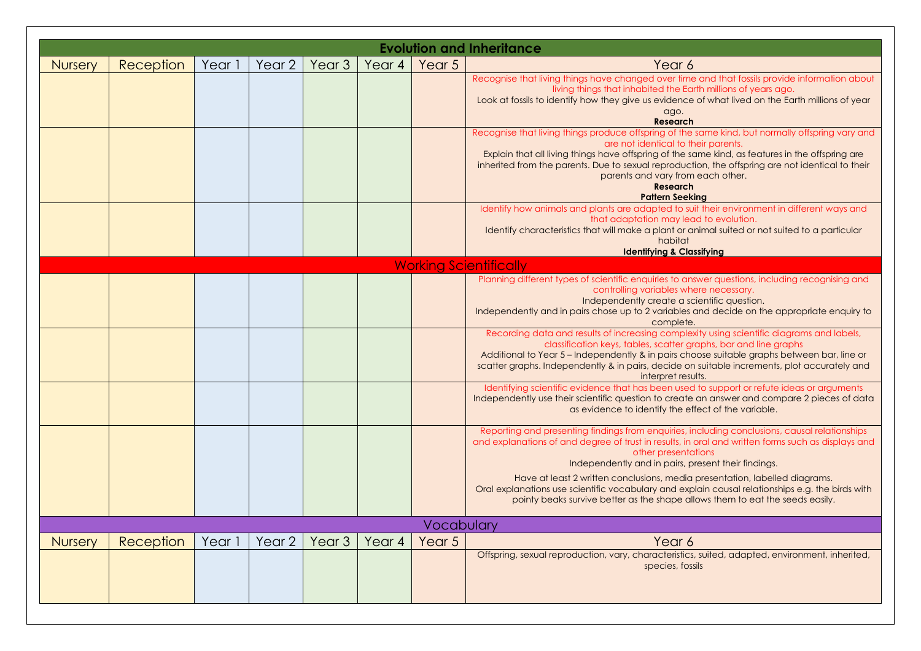## Evolution and Inheritance

| Nursery | Reception | Year 1 | Year 2 | Year 3 | Year 4 | Year 5 | Year 6 |
|---|---|---|---|---|---|---|---|
| | | | | | | | Recognise that living things have changed over time and that fossils provide information about living things that inhabited the Earth millions of years ago. Look at fossils to identify how they give us evidence of what lived on the Earth millions of year ago. **Research** |
| | | | | | | | Recognise that living things produce offspring of the same kind, but normally offspring vary and are not identical to their parents. Explain that all living things have offspring of the same kind, as features in the offspring are inherited from the parents. Due to sexual reproduction, the offspring are not identical to their parents and vary from each other. **Research** **Pattern Seeking** |
| | | | | | | | Identify how animals and plants are adapted to suit their environment in different ways and that adaptation may lead to evolution. Identify characteristics that will make a plant or animal suited or not suited to a particular habitat **Identifying & Classifying** |

## Working Scientifically

| Nursery | Reception | Year 1 | Year 2 | Year 3 | Year 4 | Year 5 | Year 6 |
|---|---|---|---|---|---|---|---|
| | | | | | | | Planning different types of scientific enquiries to answer questions, including recognising and controlling variables where necessary. Independently create a scientific question. Independently and in pairs chose up to 2 variables and decide on the appropriate enquiry to complete. |
| | | | | | | | Recording data and results of increasing complexity using scientific diagrams and labels, classification keys, tables, scatter graphs, bar and line graphs Additional to Year 5 – Independently & in pairs choose suitable graphs between bar, line or scatter graphs. Independently & in pairs, decide on suitable increments, plot accurately and interpret results. |
| | | | | | | | Identifying scientific evidence that has been used to support or refute ideas or arguments Independently use their scientific question to create an answer and compare 2 pieces of data as evidence to identify the effect of the variable. |
| | | | | | | | Reporting and presenting findings from enquiries, including conclusions, causal relationships and explanations of and degree of trust in results, in oral and written forms such as displays and other presentations Independently and in pairs, present their findings. Have at least 2 written conclusions, media presentation, labelled diagrams. Oral explanations use scientific vocabulary and explain causal relationships e.g. the birds with pointy beaks survive better as the shape allows them to eat the seeds easily. |

## Vocabulary

| Nursery | Reception | Year 1 | Year 2 | Year 3 | Year 4 | Year 5 | Year 6 |
|---|---|---|---|---|---|---|---|
| | | | | | | | Offspring, sexual reproduction, vary, characteristics, suited, adapted, environment, inherited, species, fossils |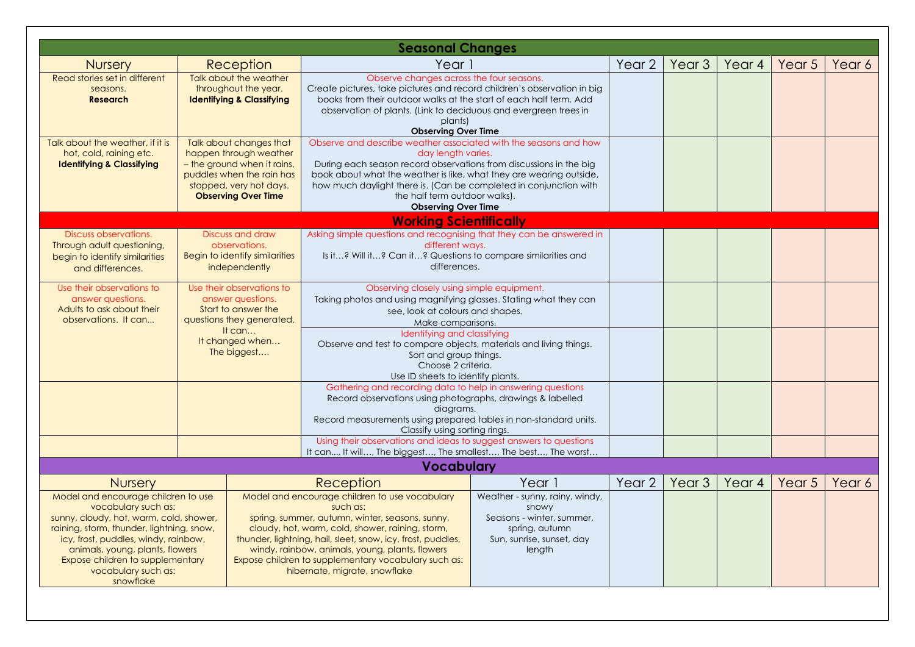## Seasonal Changes

| Nursery | Reception | Year 1 | Year 2 | Year 3 | Year 4 | Year 5 | Year 6 |
|---|---|---|---|---|---|---|---|
| Read stories set in different seasons. **Research** | Talk about the weather throughout the year. **Identifying & Classifying** | Observe changes across the four seasons. Create pictures, take pictures and record children's observation in big books from their outdoor walks at the start of each half term. Add observation of plants. (Link to deciduous and evergreen trees in plants) **Observing Over Time** | | | | | |
| Talk about the weather, if it is hot, cold, raining etc. **Identifying & Classifying** | Talk about changes that happen through weather – the ground when it rains, puddles when the rain has stopped, very hot days. **Observing Over Time** | Observe and describe weather associated with the seasons and how day length varies. During each season record observations from discussions in the big book about what the weather is like, what they are wearing outside, how much daylight there is. (Can be completed in conjunction with the half term outdoor walks). **Observing Over Time** | | | | | |

## Working Scientifically

| Nursery | Reception | Year 1 | Year 2 | Year 3 | Year 4 | Year 5 | Year 6 |
|---|---|---|---|---|---|---|---|
| Discuss observations. Through adult questioning, begin to identify similarities and differences. | Discuss and draw observations. Begin to identify similarities independently | Asking simple questions and recognising that they can be answered in different ways. Is it…? Will it…? Can it…? Questions to compare similarities and differences. | | | | | |
| Use their observations to answer questions. Adults to ask about their observations. It can... | Use their observations to answer questions. Start to answer the questions they generated. It can… It changed when… The biggest…. | Observing closely using simple equipment. Taking photos and using magnifying glasses. Stating what they can see, look at colours and shapes. Make comparisons. | | | | | |
| | | Identifying and classifying. Observe and test to compare objects, materials and living things. Sort and group things. Choose 2 criteria. Use ID sheets to identify plants. | | | | | |
| | | Gathering and recording data to help in answering questions. Record observations using photographs, drawings & labelled diagrams. Record measurements using prepared tables in non-standard units. Classify using sorting rings. | | | | | |
| | | Using their observations and ideas to suggest answers to questions. It can..., It will…, The biggest…, The smallest…, The best…, The worst… | | | | | |

## Vocabulary

| Nursery | Reception | Year 1 | Year 2 | Year 3 | Year 4 | Year 5 | Year 6 |
|---|---|---|---|---|---|---|---|
| Model and encourage children to use vocabulary such as: sunny, cloudy, hot, warm, cold, shower, raining, storm, thunder, lightning, snow, icy, frost, puddles, windy, rainbow, animals, young, plants, flowers. Expose children to supplementary vocabulary such as: snowflake | Model and encourage children to use vocabulary such as: spring, summer, autumn, winter, seasons, sunny, cloudy, hot, warm, cold, shower, raining, storm, thunder, lightning, hail, sleet, snow, icy, frost, puddles, windy, rainbow, animals, young, plants, flowers. Expose children to supplementary vocabulary such as: hibernate, migrate, snowflake | Weather - sunny, rainy, windy, snowy. Seasons - winter, summer, spring, autumn. Sun, sunrise, sunset, day length | | | | | |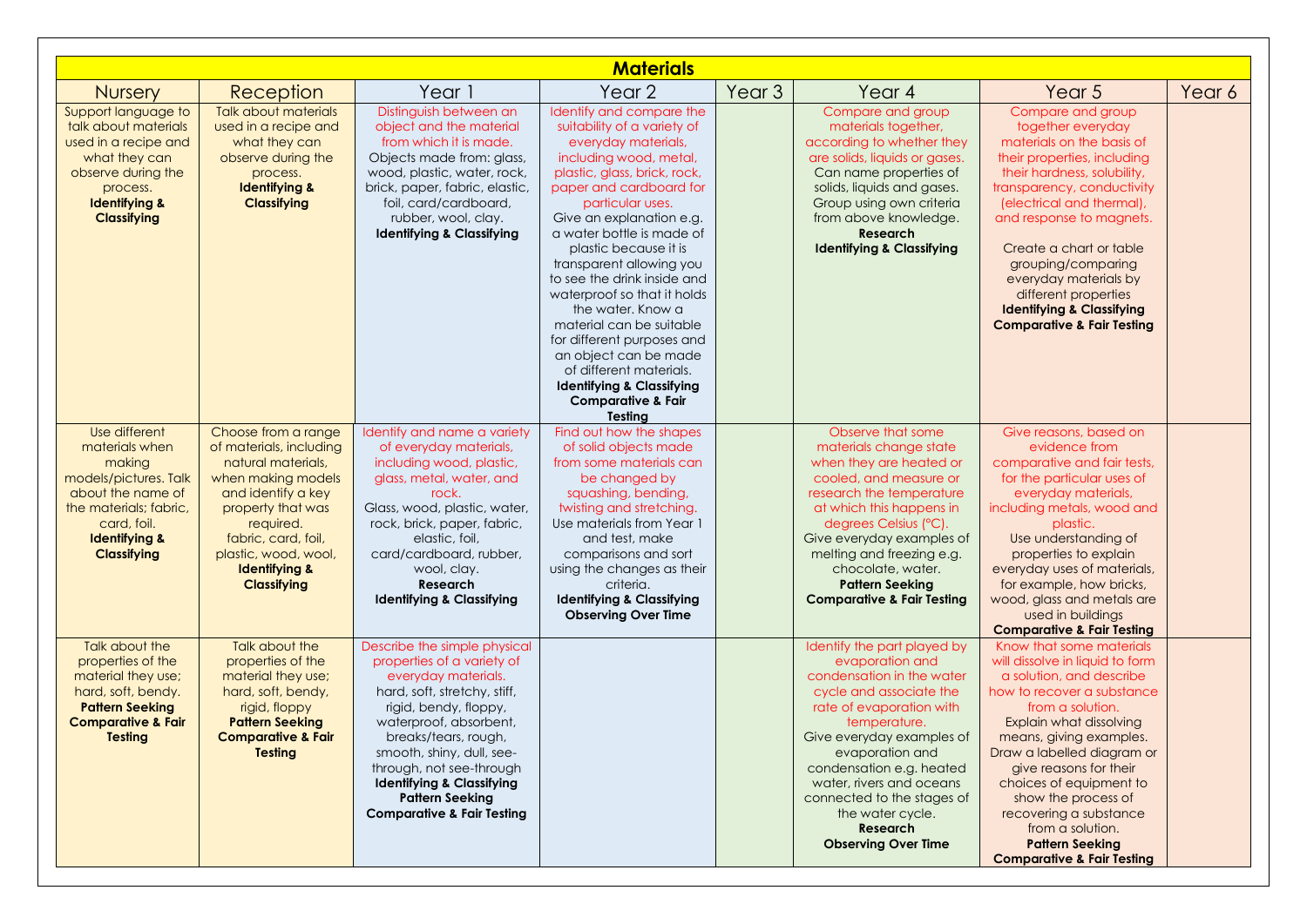# Materials

| Nursery | Reception | Year 1 | Year 2 | Year 3 | Year 4 | Year 5 | Year 6 |
|---|---|---|---|---|---|---|---|
| Support language to talk about materials used in a recipe and what they can observe during the process. **Identifying & Classifying** | Talk about materials used in a recipe and what they can observe during the process. **Identifying & Classifying** | Distinguish between an object and the material from which it is made. Objects made from: glass, wood, plastic, water, rock, brick, paper, fabric, elastic, foil, card/cardboard, rubber, wool, clay. **Identifying & Classifying** | Identify and compare the suitability of a variety of everyday materials, including wood, metal, plastic, glass, brick, rock, paper and cardboard for particular uses. Give an explanation e.g. a water bottle is made of plastic because it is transparent allowing you to see the drink inside and waterproof so that it holds the water. Know a material can be suitable for different purposes and an object can be made of different materials. **Identifying & Classifying** **Comparative & Fair Testing** | | Compare and group materials together, according to whether they are solids, liquids or gases. Can name properties of solids, liquids and gases. Group using own criteria from above knowledge. **Research** **Identifying & Classifying** | Compare and group together everyday materials on the basis of their properties, including their hardness, solubility, transparency, conductivity (electrical and thermal), and response to magnets. Create a chart or table grouping/comparing everyday materials by different properties **Identifying & Classifying** **Comparative & Fair Testing** | |
| Use different materials when making models/pictures. Talk about the name of the materials; fabric, card, foil. **Identifying & Classifying** | Choose from a range of materials, including natural materials, when making models and identify a key property that was required. fabric, card, foil, plastic, wood, wool, **Identifying & Classifying** | Identify and name a variety of everyday materials, including wood, plastic, glass, metal, water, and rock. Glass, wood, plastic, water, rock, brick, paper, fabric, elastic, foil, card/cardboard, rubber, wool, clay. **Research** **Identifying & Classifying** | Find out how the shapes of solid objects made from some materials can be changed by squashing, bending, twisting and stretching. Use materials from Year 1 and test, make comparisons and sort using the changes as their criteria. **Identifying & Classifying** **Observing Over Time** | | Observe that some materials change state when they are heated or cooled, and measure or research the temperature at which this happens in degrees Celsius (°C). Give everyday examples of melting and freezing e.g. chocolate, water. **Pattern Seeking** **Comparative & Fair Testing** | Give reasons, based on evidence from comparative and fair tests, for the particular uses of everyday materials, including metals, wood and plastic. Use understanding of properties to explain everyday uses of materials, for example, how bricks, wood, glass and metals are used in buildings **Comparative & Fair Testing** | |
| Talk about the properties of the material they use; hard, soft, bendy. **Pattern Seeking** **Comparative & Fair Testing** | Talk about the properties of the material they use; hard, soft, bendy, rigid, floppy **Pattern Seeking** **Comparative & Fair Testing** | Describe the simple physical properties of a variety of everyday materials. hard, soft, stretchy, stiff, rigid, bendy, floppy, waterproof, absorbent, breaks/tears, rough, smooth, shiny, dull, see-through, not see-through **Identifying & Classifying** **Pattern Seeking** **Comparative & Fair Testing** | | | Identify the part played by evaporation and condensation in the water cycle and associate the rate of evaporation with temperature. Give everyday examples of evaporation and condensation e.g. heated water, rivers and oceans connected to the stages of the water cycle. **Research** **Observing Over Time** | Know that some materials will dissolve in liquid to form a solution, and describe how to recover a substance from a solution. Explain what dissolving means, giving examples. Draw a labelled diagram or give reasons for their choices of equipment to show the process of recovering a substance from a solution. **Pattern Seeking** **Comparative & Fair Testing** | |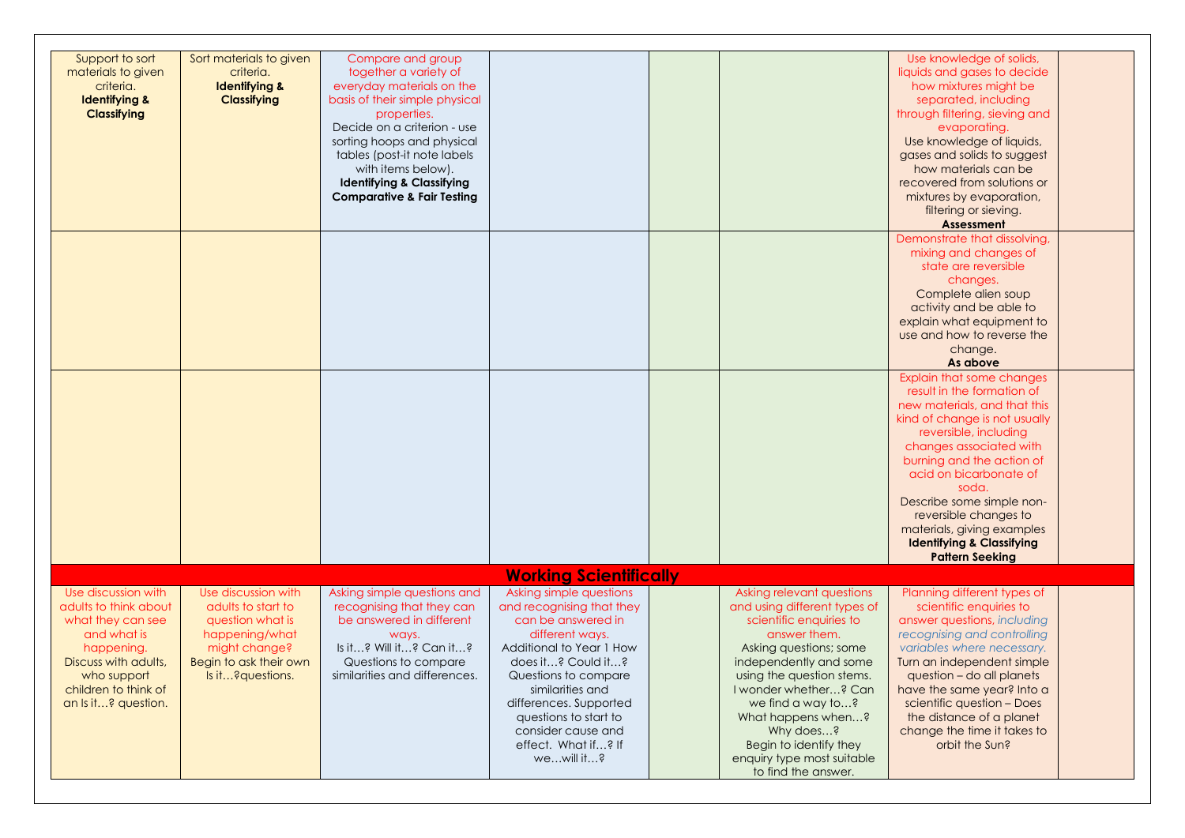| | | | | | | | |
|---|---|---|---|---|---|---|---|
| Support to sort materials to given criteria. **Identifying & Classifying** | Sort materials to given criteria. **Identifying & Classifying** | Compare and group together a variety of everyday materials on the basis of their simple physical properties. Decide on a criterion - use sorting hoops and physical tables (post-it note labels with items below). **Identifying & Classifying Comparative & Fair Testing** | | | | Use knowledge of solids, liquids and gases to decide how mixtures might be separated, including through filtering, sieving and evaporating. Use knowledge of liquids, gases and solids to suggest how materials can be recovered from solutions or mixtures by evaporation, filtering or sieving. **Assessment** | |
| | | | | | | Demonstrate that dissolving, mixing and changes of state are reversible changes. Complete alien soup activity and be able to explain what equipment to use and how to reverse the change. **As above** | |
| | | | | | | Explain that some changes result in the formation of new materials, and that this kind of change is not usually reversible, including changes associated with burning and the action of acid on bicarbonate of soda. Describe some simple non-reversible changes to materials, giving examples **Identifying & Classifying Pattern Seeking** | |
| **Working Scientifically** | | | | | | | |
| Use discussion with adults to think about what they can see and what is happening. Discuss with adults, who support children to think of an Is it…? question. | Use discussion with adults to start to question what is happening/what might change? Begin to ask their own Is it…?questions. | Asking simple questions and recognising that they can be answered in different ways. Is it…? Will it…? Can it…? Questions to compare similarities and differences. | Asking simple questions and recognising that they can be answered in different ways. Additional to Year 1 How does it…? Could it…? Questions to compare similarities and differences. Supported questions to start to consider cause and effect. What if…? If we…will it…? | | Asking relevant questions and using different types of scientific enquiries to answer them. Asking questions; some independently and some using the question stems. I wonder whether…? Can we find a way to…? What happens when…? Why does…? Begin to identify they enquiry type most suitable to find the answer. | Planning different types of scientific enquiries to answer questions, *including recognising and controlling variables where necessary.* Turn an independent simple question – do all planets have the same year? Into a scientific question – Does the distance of a planet change the time it takes to orbit the Sun? | |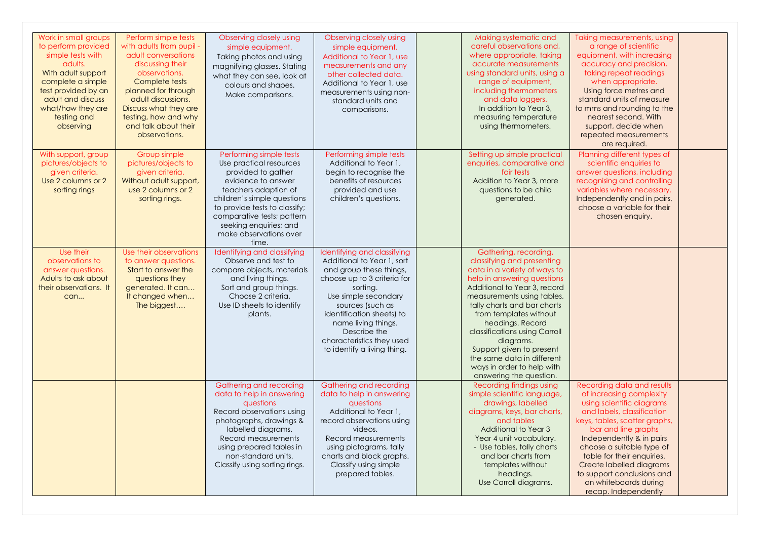| | | | | | | | |
|---|---|---|---|---|---|---|---|
| Work in small groups to perform provided simple tests with adults. With adult support complete a simple test provided by an adult and discuss what/how they are testing and observing | Perform simple tests with adults from pupil - adult conversations discussing their observations. Complete tests planned for through adult discussions. Discuss what they are testing, how and why and talk about their observations. | Observing closely using simple equipment. Taking photos and using magnifying glasses. Stating what they can see, look at colours and shapes. Make comparisons. | Observing closely using simple equipment. Additional to Year 1, use measurements and any other collected data. Additional to Year 1, use measurements using non-standard units and comparisons. | | Making systematic and careful observations and, where appropriate, taking accurate measurements using standard units, using a range of equipment, including thermometers and data loggers. In addition to Year 3, measuring temperature using thermometers. | Taking measurements, using a range of scientific equipment, with increasing accuracy and precision, taking repeat readings when appropriate. Using force metres and standard units of measure to mms and rounding to the nearest second. With support, decide when repeated measurements are required. | |
| With support, group pictures/objects to given criteria. Use 2 columns or 2 sorting rings | Group simple pictures/objects to given criteria. Without adult support, use 2 columns or 2 sorting rings. | Performing simple tests Use practical resources provided to gather evidence to answer teachers adaption of children's simple questions to provide tests to classify; comparative tests; pattern seeking enquiries; and make observations over time. | Performing simple tests Additional to Year 1, begin to recognise the benefits of resources provided and use children's questions. | | Setting up simple practical enquiries, comparative and fair tests Addition to Year 3, more questions to be child generated. | Planning different types of scientific enquiries to answer questions, including recognising and controlling variables where necessary. Independently and in pairs, choose a variable for their chosen enquiry. | |
| Use their observations to answer questions. Adults to ask about their observations. It can... | Use their observations to answer questions. Start to answer the questions they generated. It can… It changed when… The biggest…. | Identifying and classifying Observe and test to compare objects, materials and living things. Sort and group things. Choose 2 criteria. Use ID sheets to identify plants. | Identifying and classifying Additional to Year 1, sort and group these things, choose up to 3 criteria for sorting. Use simple secondary sources (such as identification sheets) to name living things. Describe the characteristics they used to identify a living thing. | | Gathering, recording, classifying and presenting data in a variety of ways to help in answering questions Additional to Year 3, record measurements using tables, tally charts and bar charts from templates without headings. Record classifications using Carroll diagrams. Support given to present the same data in different ways in order to help with answering the question. | | |
| | | Gathering and recording data to help in answering questions Record observations using photographs, drawings & labelled diagrams. Record measurements using prepared tables in non-standard units. Classify using sorting rings. | Gathering and recording data to help in answering questions Additional to Year 1, record observations using videos. Record measurements using pictograms, tally charts and block graphs. Classify using simple prepared tables. | | Recording findings using simple scientific language, drawings, labelled diagrams, keys, bar charts, and tables Additional to Year 3 Year 4 unit vocabulary. - Use tables, tally charts and bar charts from templates without headings. Use Carroll diagrams. | Recording data and results of increasing complexity using scientific diagrams and labels, classification keys, tables, scatter graphs, bar and line graphs Independently & in pairs choose a suitable type of table for their enquiries. Create labelled diagrams to support conclusions and on whiteboards during recap. Independently | |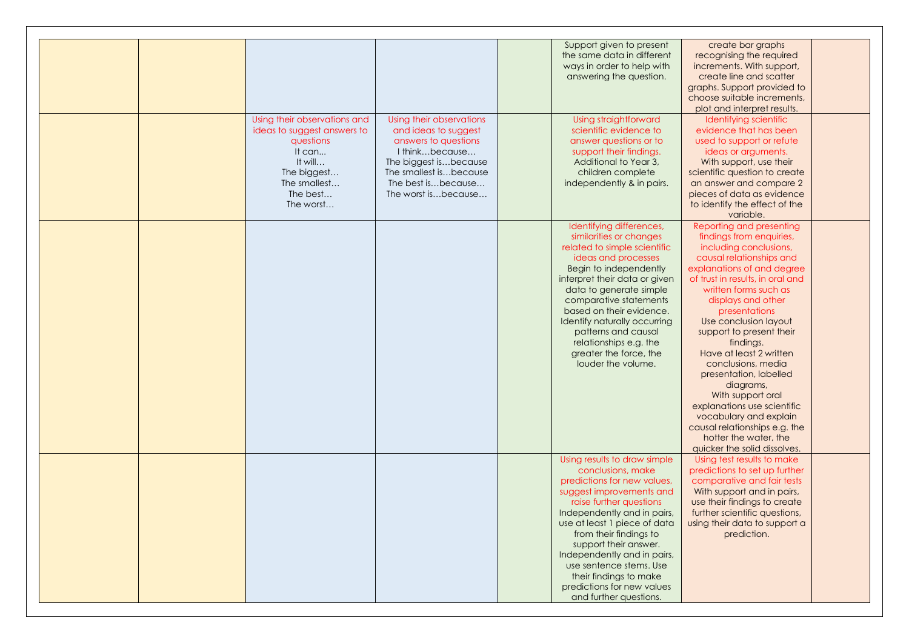| | | | | | | | |
|---|---|---|---|---|---|---|---|
| | | | | | Support given to present the same data in different ways in order to help with answering the question. | create bar graphs recognising the required increments. With support, create line and scatter graphs. Support provided to choose suitable increments, plot and interpret results. | |
| | | Using their observations and ideas to suggest answers to questions<br>It can...<br>It will…<br>The biggest…<br>The smallest…<br>The best…<br>The worst… | Using their observations and ideas to suggest answers to questions<br>I think…because…<br>The biggest is…because<br>The smallest is…because<br>The best is…because…<br>The worst is…because… | | Using straightforward scientific evidence to answer questions or to support their findings.<br>Additional to Year 3, children complete independently & in pairs. | Identifying scientific evidence that has been used to support or refute ideas or arguments.<br>With support, use their scientific question to create an answer and compare 2 pieces of data as evidence to identify the effect of the variable. | |
| | | | | | Identifying differences, similarities or changes related to simple scientific ideas and processes<br>Begin to independently interpret their data or given data to generate simple comparative statements based on their evidence. Identify naturally occurring patterns and causal relationships e.g. the greater the force, the louder the volume. | Reporting and presenting findings from enquiries, including conclusions, causal relationships and explanations of and degree of trust in results, in oral and written forms such as displays and other presentations<br>Use conclusion layout support to present their findings.<br>Have at least 2 written conclusions, media presentation, labelled diagrams,<br>With support oral explanations use scientific vocabulary and explain causal relationships e.g. the hotter the water, the quicker the solid dissolves. | |
| | | | | | Using results to draw simple conclusions, make predictions for new values, suggest improvements and raise further questions<br>Independently and in pairs, use at least 1 piece of data from their findings to support their answer. Independently and in pairs, use sentence stems. Use their findings to make predictions for new values and further questions. | Using test results to make predictions to set up further comparative and fair tests<br>With support and in pairs, use their findings to create further scientific questions, using their data to support a prediction. | |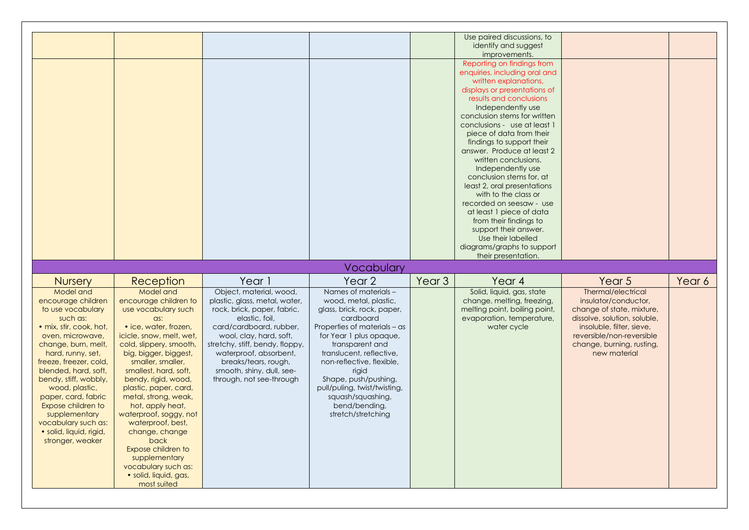| | | | | | | | |
|---|---|---|---|---|---|---|---|
| | | | | | Use paired discussions, to identify and suggest improvements. | | |
| | | | | | Reporting on findings from enquiries, including oral and written explanations, displays or presentations of results and conclusions<br>Independently use conclusion stems for written conclusions - use at least 1 piece of data from their findings to support their answer. Produce at least 2 written conclusions.<br>Independently use conclusion stems for, at least 2, oral presentations with to the class or recorded on seesaw - use at least 1 piece of data from their findings to support their answer.<br>Use their labelled diagrams/graphs to support their presentation. | | |

## Vocabulary

| Nursery | Reception | Year 1 | Year 2 | Year 3 | Year 4 | Year 5 | Year 6 |
|---|---|---|---|---|---|---|---|
| Model and encourage children to use vocabulary such as:<br>• mix, stir, cook, hot, oven, microwave, change, burn, melt, hard, runny, set, freeze, freezer, cold, blended, hard, soft, bendy, stiff, wobbly, wood, plastic, paper, card, fabric<br>Expose children to supplementary vocabulary such as:<br>• solid, liquid, rigid, stronger, weaker | Model and encourage children to use vocabulary such as:<br>• ice, water, frozen, icicle, snow, melt, wet, cold, slippery, smooth, big, bigger, biggest, smaller, smaller, smallest, hard, soft, bendy, rigid, wood, plastic, paper, card, metal, strong, weak, hot, apply heat, waterproof, soggy, not waterproof, best, change, change back<br>Expose children to supplementary vocabulary such as:<br>• solid, liquid, gas, most suited | Object, material, wood, plastic, glass, metal, water, rock, brick, paper, fabric, elastic, foil, card/cardboard, rubber, wool, clay, hard, soft, stretchy, stiff, bendy, floppy, waterproof, absorbent, breaks/tears, rough, smooth, shiny, dull, see-through, not see-through | Names of materials – wood, metal, plastic, glass, brick, rock, paper, cardboard<br>Properties of materials – as for Year 1 plus opaque, transparent and translucent, reflective, non-reflective, flexible, rigid<br>Shape, push/pushing, pull/puling, twist/twisting, squash/squashing, bend/bending, stretch/stretching | | Solid, liquid, gas, state change, melting, freezing, melting point, boiling point, evaporation, temperature, water cycle | Thermal/electrical insulator/conductor, change of state, mixture, dissolve, solution, soluble, insoluble, filter, sieve, reversible/non-reversible change, burning, rusting, new material | |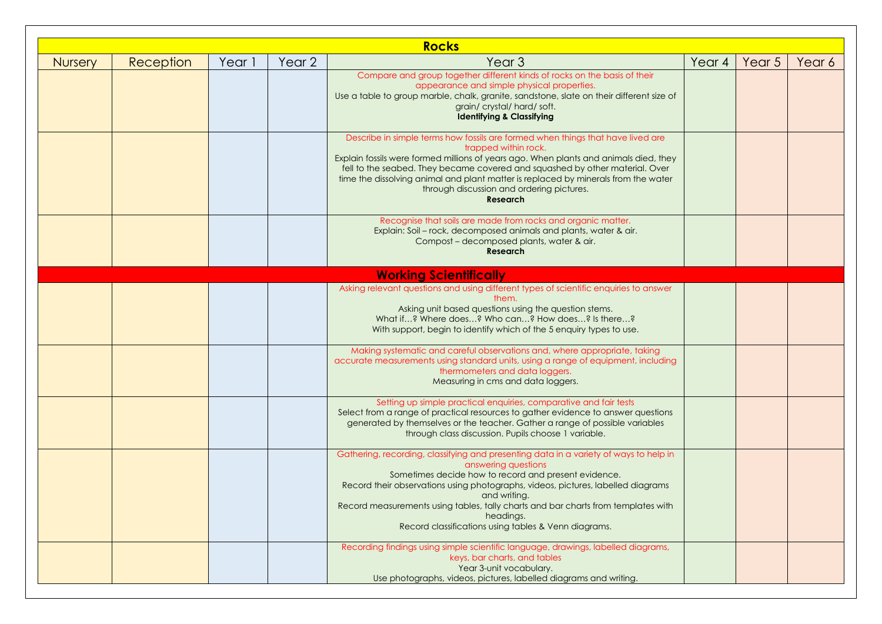| Rocks | | | | | | | |
|---|---|---|---|---|---|---|---|
| Nursery | Reception | Year 1 | Year 2 | Year 3 | Year 4 | Year 5 | Year 6 |
| | | | | Compare and group together different kinds of rocks on the basis of their appearance and simple physical properties.<br>Use a table to group marble, chalk, granite, sandstone, slate on their different size of grain/ crystal/ hard/ soft.<br>**Identifying & Classifying** | | | |
| | | | | Describe in simple terms how fossils are formed when things that have lived are trapped within rock.<br>Explain fossils were formed millions of years ago. When plants and animals died, they fell to the seabed. They became covered and squashed by other material. Over time the dissolving animal and plant matter is replaced by minerals from the water through discussion and ordering pictures.<br>**Research** | | | |
| | | | | Recognise that soils are made from rocks and organic matter.<br>Explain: Soil – rock, decomposed animals and plants, water & air.<br>Compost – decomposed plants, water & air.<br>**Research** | | | |
| **Working Scientifically** | | | | | | | |
| | | | | Asking relevant questions and using different types of scientific enquiries to answer them.<br>Asking unit based questions using the question stems.<br>What if…? Where does…? Who can…? How does…? Is there…?<br>With support, begin to identify which of the 5 enquiry types to use. | | | |
| | | | | Making systematic and careful observations and, where appropriate, taking accurate measurements using standard units, using a range of equipment, including thermometers and data loggers.<br>Measuring in cms and data loggers. | | | |
| | | | | Setting up simple practical enquiries, comparative and fair tests<br>Select from a range of practical resources to gather evidence to answer questions generated by themselves or the teacher. Gather a range of possible variables through class discussion. Pupils choose 1 variable. | | | |
| | | | | Gathering, recording, classifying and presenting data in a variety of ways to help in answering questions<br>Sometimes decide how to record and present evidence.<br>Record their observations using photographs, videos, pictures, labelled diagrams and writing.<br>Record measurements using tables, tally charts and bar charts from templates with headings.<br>Record classifications using tables & Venn diagrams. | | | |
| | | | | Recording findings using simple scientific language, drawings, labelled diagrams, keys, bar charts, and tables<br>Year 3-unit vocabulary.<br>Use photographs, videos, pictures, labelled diagrams and writing. | | | |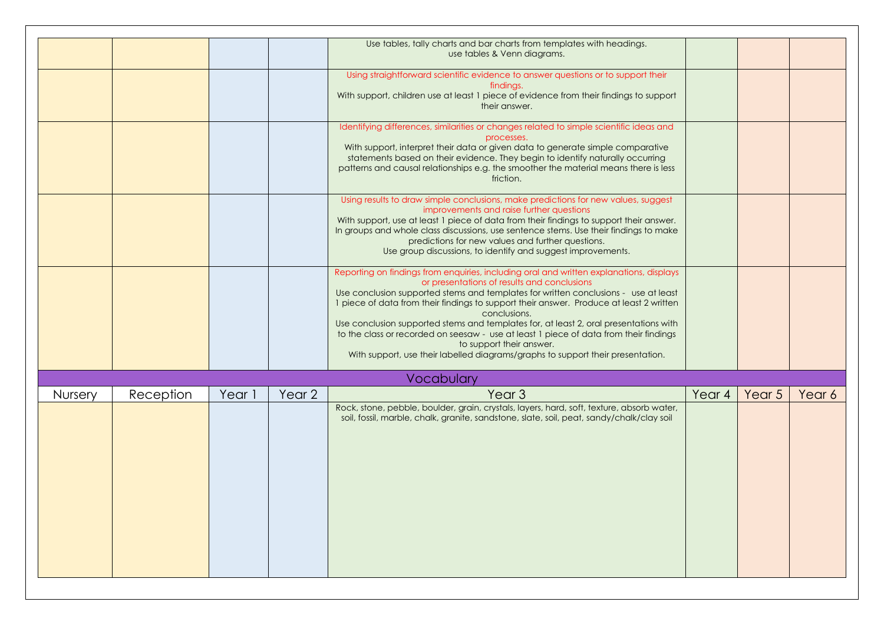| | | | | | | | |
|---|---|---|---|---|---|---|---|
| | | | | Use tables, tally charts and bar charts from templates with headings.<br>use tables & Venn diagrams. | | | |
| | | | | Using straightforward scientific evidence to answer questions or to support their findings.<br>With support, children use at least 1 piece of evidence from their findings to support their answer. | | | |
| | | | | Identifying differences, similarities or changes related to simple scientific ideas and processes.<br>With support, interpret their data or given data to generate simple comparative statements based on their evidence. They begin to identify naturally occurring patterns and causal relationships e.g. the smoother the material means there is less friction. | | | |
| | | | | Using results to draw simple conclusions, make predictions for new values, suggest improvements and raise further questions<br>With support, use at least 1 piece of data from their findings to support their answer.<br>In groups and whole class discussions, use sentence stems. Use their findings to make predictions for new values and further questions.<br>Use group discussions, to identify and suggest improvements. | | | |
| | | | | Reporting on findings from enquiries, including oral and written explanations, displays or presentations of results and conclusions<br>Use conclusion supported stems and templates for written conclusions - use at least 1 piece of data from their findings to support their answer. Produce at least 2 written conclusions.<br>Use conclusion supported stems and templates for, at least 2, oral presentations with to the class or recorded on seesaw - use at least 1 piece of data from their findings to support their answer.<br>With support, use their labelled diagrams/graphs to support their presentation. | | | |
| **Vocabulary** | | | | | | | |
| Nursery | Reception | Year 1 | Year 2 | Year 3 | Year 4 | Year 5 | Year 6 |
| | | | | Rock, stone, pebble, boulder, grain, crystals, layers, hard, soft, texture, absorb water, soil, fossil, marble, chalk, granite, sandstone, slate, soil, peat, sandy/chalk/clay soil | | | |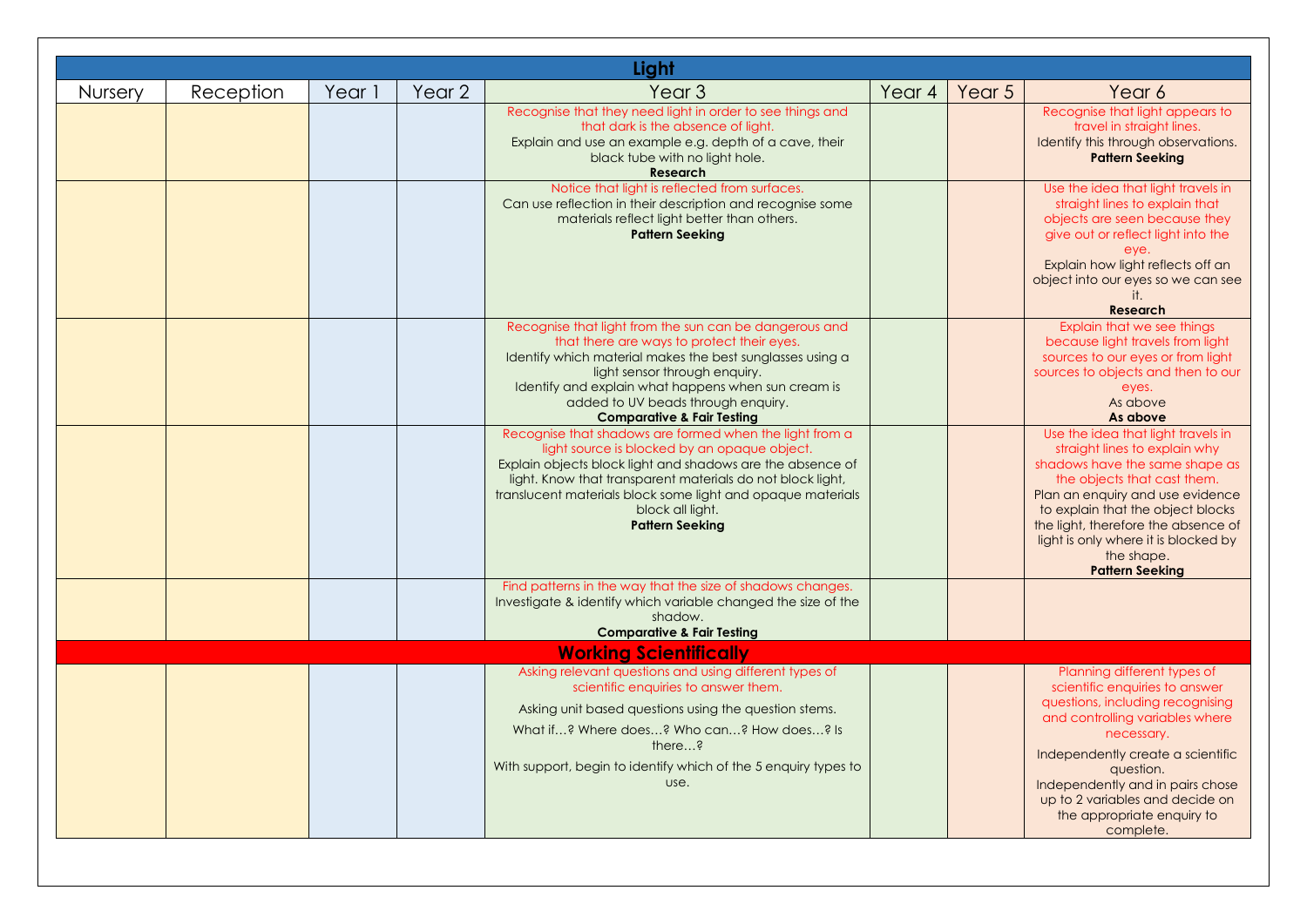| Light | | | | | | | |
|---|---|---|---|---|---|---|---|
| Nursery | Reception | Year 1 | Year 2 | Year 3 | Year 4 | Year 5 | Year 6 |
| | | | | Recognise that they need light in order to see things and that dark is the absence of light. Explain and use an example e.g. depth of a cave, their black tube with no light hole. **Research** | | | Recognise that light appears to travel in straight lines. Identify this through observations. **Pattern Seeking** |
| | | | | Notice that light is reflected from surfaces. Can use reflection in their description and recognise some materials reflect light better than others. **Pattern Seeking** | | | Use the idea that light travels in straight lines to explain that objects are seen because they give out or reflect light into the eye. Explain how light reflects off an object into our eyes so we can see it. **Research** |
| | | | | Recognise that light from the sun can be dangerous and that there are ways to protect their eyes. Identify which material makes the best sunglasses using a light sensor through enquiry. Identify and explain what happens when sun cream is added to UV beads through enquiry. **Comparative & Fair Testing** | | | Explain that we see things because light travels from light sources to our eyes or from light sources to objects and then to our eyes. As above **As above** |
| | | | | Recognise that shadows are formed when the light from a light source is blocked by an opaque object. Explain objects block light and shadows are the absence of light. Know that transparent materials do not block light, translucent materials block some light and opaque materials block all light. **Pattern Seeking** | | | Use the idea that light travels in straight lines to explain why shadows have the same shape as the objects that cast them. Plan an enquiry and use evidence to explain that the object blocks the light, therefore the absence of light is only where it is blocked by the shape. **Pattern Seeking** |
| | | | | Find patterns in the way that the size of shadows changes. Investigate & identify which variable changed the size of the shadow. **Comparative & Fair Testing** | | | |
| **Working Scientifically** | | | | | | | |
| | | | | Asking relevant questions and using different types of scientific enquiries to answer them. Asking unit based questions using the question stems. What if…? Where does…? Who can…? How does…? Is there…? With support, begin to identify which of the 5 enquiry types to use. | | | Planning different types of scientific enquiries to answer questions, including recognising and controlling variables where necessary. Independently create a scientific question. Independently and in pairs chose up to 2 variables and decide on the appropriate enquiry to complete. |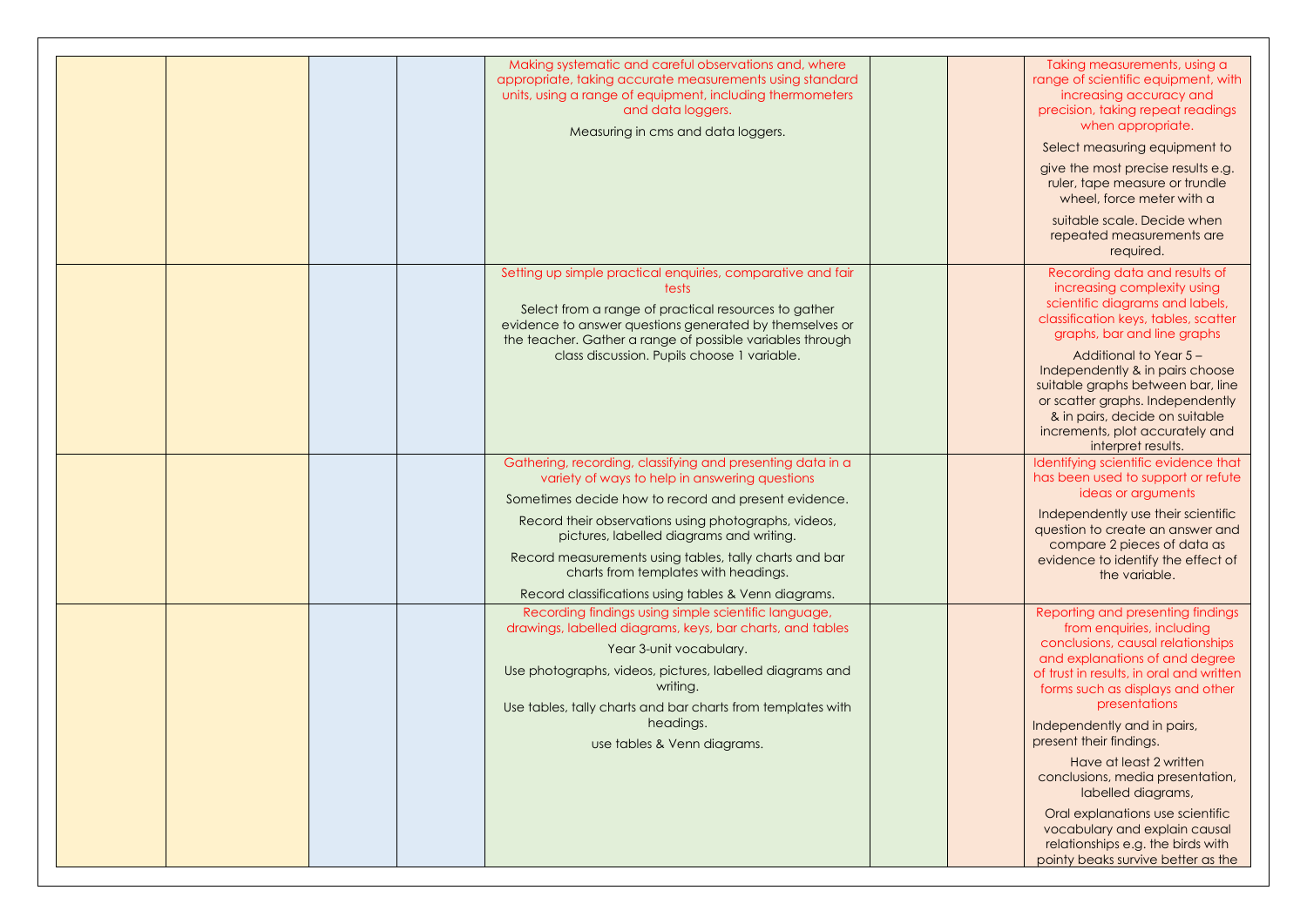| | | | | | | | |
|---|---|---|---|---|---|---|---|
| | | | | Making systematic and careful observations and, where appropriate, taking accurate measurements using standard units, using a range of equipment, including thermometers and data loggers.<br><br>Measuring in cms and data loggers. | | | Taking measurements, using a range of scientific equipment, with increasing accuracy and precision, taking repeat readings when appropriate.<br><br>Select measuring equipment to<br><br>give the most precise results e.g. ruler, tape measure or trundle wheel, force meter with a<br><br>suitable scale. Decide when repeated measurements are required. |
| | | | | Setting up simple practical enquiries, comparative and fair tests<br><br>Select from a range of practical resources to gather evidence to answer questions generated by themselves or the teacher. Gather a range of possible variables through class discussion. Pupils choose 1 variable. | | | Recording data and results of increasing complexity using scientific diagrams and labels, classification keys, tables, scatter graphs, bar and line graphs<br><br>Additional to Year 5 – Independently & in pairs choose suitable graphs between bar, line or scatter graphs. Independently & in pairs, decide on suitable increments, plot accurately and interpret results. |
| | | | | Gathering, recording, classifying and presenting data in a variety of ways to help in answering questions<br><br>Sometimes decide how to record and present evidence.<br><br>Record their observations using photographs, videos, pictures, labelled diagrams and writing.<br><br>Record measurements using tables, tally charts and bar charts from templates with headings.<br><br>Record classifications using tables & Venn diagrams. | | | Identifying scientific evidence that has been used to support or refute ideas or arguments<br><br>Independently use their scientific question to create an answer and compare 2 pieces of data as evidence to identify the effect of the variable. |
| | | | | Recording findings using simple scientific language, drawings, labelled diagrams, keys, bar charts, and tables<br><br>Year 3-unit vocabulary.<br><br>Use photographs, videos, pictures, labelled diagrams and writing.<br><br>Use tables, tally charts and bar charts from templates with headings.<br><br>use tables & Venn diagrams. | | | Reporting and presenting findings from enquiries, including conclusions, causal relationships and explanations of and degree of trust in results, in oral and written forms such as displays and other presentations<br><br>Independently and in pairs, present their findings.<br><br>Have at least 2 written conclusions, media presentation, labelled diagrams,<br><br>Oral explanations use scientific vocabulary and explain causal relationships e.g. the birds with pointy beaks survive better as the |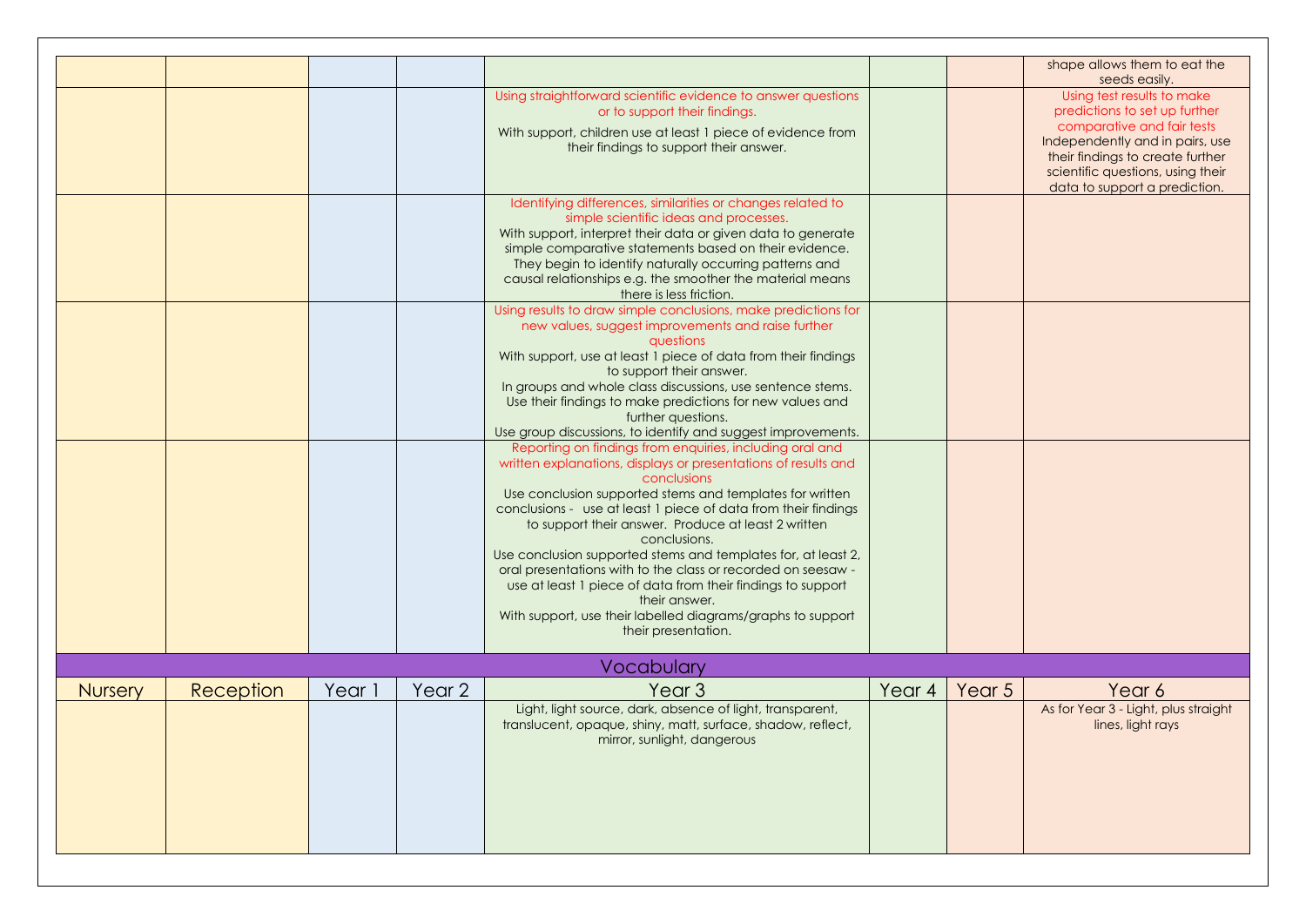| | | | | | | | |
|---|---|---|---|---|---|---|---|
| | | | | | | | shape allows them to eat the seeds easily. |
| | | | | Using straightforward scientific evidence to answer questions or to support their findings.<br>With support, children use at least 1 piece of evidence from their findings to support their answer. | | | Using test results to make predictions to set up further comparative and fair tests<br>Independently and in pairs, use their findings to create further scientific questions, using their data to support a prediction. |
| | | | | Identifying differences, similarities or changes related to simple scientific ideas and processes.<br>With support, interpret their data or given data to generate simple comparative statements based on their evidence. They begin to identify naturally occurring patterns and causal relationships e.g. the smoother the material means there is less friction. | | | |
| | | | | Using results to draw simple conclusions, make predictions for new values, suggest improvements and raise further questions<br>With support, use at least 1 piece of data from their findings to support their answer.<br>In groups and whole class discussions, use sentence stems. Use their findings to make predictions for new values and further questions.<br>Use group discussions, to identify and suggest improvements. | | | |
| | | | | Reporting on findings from enquiries, including oral and written explanations, displays or presentations of results and conclusions<br>Use conclusion supported stems and templates for written conclusions - use at least 1 piece of data from their findings to support their answer. Produce at least 2 written conclusions.<br>Use conclusion supported stems and templates for, at least 2, oral presentations with to the class or recorded on seesaw - use at least 1 piece of data from their findings to support their answer.<br>With support, use their labelled diagrams/graphs to support their presentation. | | | |
| **Vocabulary** | | | | | | | |
| Nursery | Reception | Year 1 | Year 2 | Year 3 | Year 4 | Year 5 | Year 6 |
| | | | | Light, light source, dark, absence of light, transparent, translucent, opaque, shiny, matt, surface, shadow, reflect, mirror, sunlight, dangerous | | | As for Year 3 - Light, plus straight lines, light rays |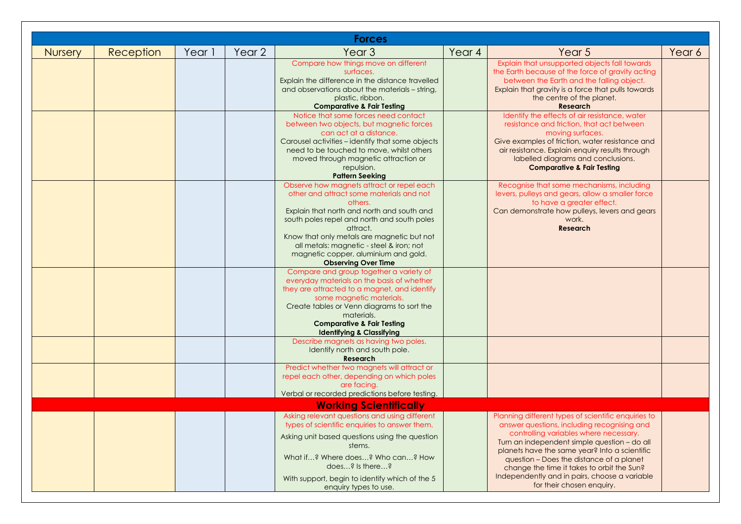| Forces | | | | | | | |
|---|---|---|---|---|---|---|---|
| Nursery | Reception | Year 1 | Year 2 | Year 3 | Year 4 | Year 5 | Year 6 |
| | | | | Compare how things move on different surfaces.<br>Explain the difference in the distance travelled and observations about the materials – string, plastic, ribbon.<br>**Comparative & Fair Testing** | | Explain that unsupported objects fall towards the Earth because of the force of gravity acting between the Earth and the falling object.<br>Explain that gravity is a force that pulls towards the centre of the planet.<br>**Research** | |
| | | | | Notice that some forces need contact between two objects, but magnetic forces can act at a distance.<br>Carousel activities – identify that some objects need to be touched to move, whilst others moved through magnetic attraction or repulsion.<br>**Pattern Seeking** | | Identify the effects of air resistance, water resistance and friction, that act between moving surfaces.<br>Give examples of friction, water resistance and air resistance. Explain enquiry results through labelled diagrams and conclusions.<br>**Comparative & Fair Testing** | |
| | | | | Observe how magnets attract or repel each other and attract some materials and not others.<br>Explain that north and north and south and south poles repel and north and south poles attract.<br>Know that only metals are magnetic but not all metals: magnetic - steel & iron; not magnetic copper, aluminium and gold.<br>**Observing Over Time** | | Recognise that some mechanisms, including levers, pulleys and gears, allow a smaller force to have a greater effect.<br>Can demonstrate how pulleys, levers and gears work.<br>**Research** | |
| | | | | Compare and group together a variety of everyday materials on the basis of whether they are attracted to a magnet, and identify some magnetic materials.<br>Create tables or Venn diagrams to sort the materials.<br>**Comparative & Fair Testing**<br>**Identifying & Classifying** | | | |
| | | | | Describe magnets as having two poles.<br>Identify north and south pole.<br>**Research** | | | |
| | | | | Predict whether two magnets will attract or repel each other, depending on which poles are facing.<br>Verbal or recorded predictions before testing. | | | |
| **Working Scientifically** | | | | | | | |
| | | | | Asking relevant questions and using different types of scientific enquiries to answer them.<br>Asking unit based questions using the question stems.<br>What if…? Where does…? Who can…? How does…? Is there…?<br>With support, begin to identify which of the 5 enquiry types to use. | | Planning different types of scientific enquiries to answer questions, including recognising and controlling variables where necessary.<br>Turn an independent simple question – do all planets have the same year? Into a scientific question – Does the distance of a planet change the time it takes to orbit the Sun?<br>Independently and in pairs, choose a variable for their chosen enquiry. | |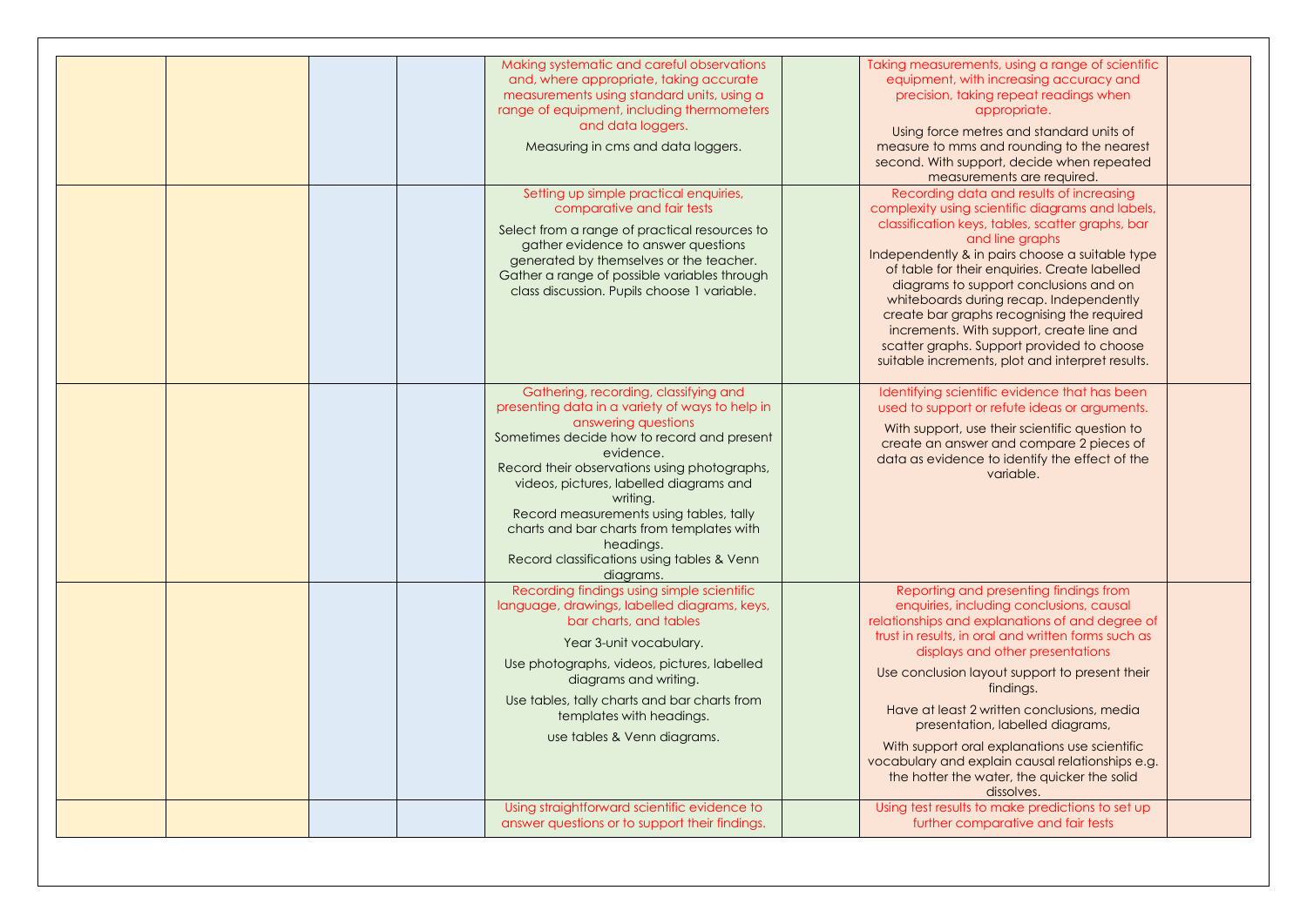| | | | | | | | |
|---|---|---|---|---|---|---|---|
| | | | | Making systematic and careful observations and, where appropriate, taking accurate measurements using standard units, using a range of equipment, including thermometers and data loggers.<br><br>Measuring in cms and data loggers. | | Taking measurements, using a range of scientific equipment, with increasing accuracy and precision, taking repeat readings when appropriate.<br><br>Using force metres and standard units of measure to mms and rounding to the nearest second. With support, decide when repeated measurements are required. | |
| | | | | Setting up simple practical enquiries, comparative and fair tests<br><br>Select from a range of practical resources to gather evidence to answer questions generated by themselves or the teacher. Gather a range of possible variables through class discussion. Pupils choose 1 variable. | | Recording data and results of increasing complexity using scientific diagrams and labels, classification keys, tables, scatter graphs, bar and line graphs<br>Independently & in pairs choose a suitable type of table for their enquiries. Create labelled diagrams to support conclusions and on whiteboards during recap. Independently create bar graphs recognising the required increments. With support, create line and scatter graphs. Support provided to choose suitable increments, plot and interpret results. | |
| | | | | Gathering, recording, classifying and presenting data in a variety of ways to help in answering questions<br>Sometimes decide how to record and present evidence.<br>Record their observations using photographs, videos, pictures, labelled diagrams and writing.<br>Record measurements using tables, tally charts and bar charts from templates with headings.<br>Record classifications using tables & Venn diagrams. | | Identifying scientific evidence that has been used to support or refute ideas or arguments.<br><br>With support, use their scientific question to create an answer and compare 2 pieces of data as evidence to identify the effect of the variable. | |
| | | | | Recording findings using simple scientific language, drawings, labelled diagrams, keys, bar charts, and tables<br><br>Year 3-unit vocabulary.<br><br>Use photographs, videos, pictures, labelled diagrams and writing.<br><br>Use tables, tally charts and bar charts from templates with headings.<br><br>use tables & Venn diagrams. | | Reporting and presenting findings from enquiries, including conclusions, causal relationships and explanations of and degree of trust in results, in oral and written forms such as displays and other presentations<br><br>Use conclusion layout support to present their findings.<br><br>Have at least 2 written conclusions, media presentation, labelled diagrams,<br><br>With support oral explanations use scientific vocabulary and explain causal relationships e.g. the hotter the water, the quicker the solid dissolves. | |
| | | | | Using straightforward scientific evidence to answer questions or to support their findings. | | Using test results to make predictions to set up further comparative and fair tests | |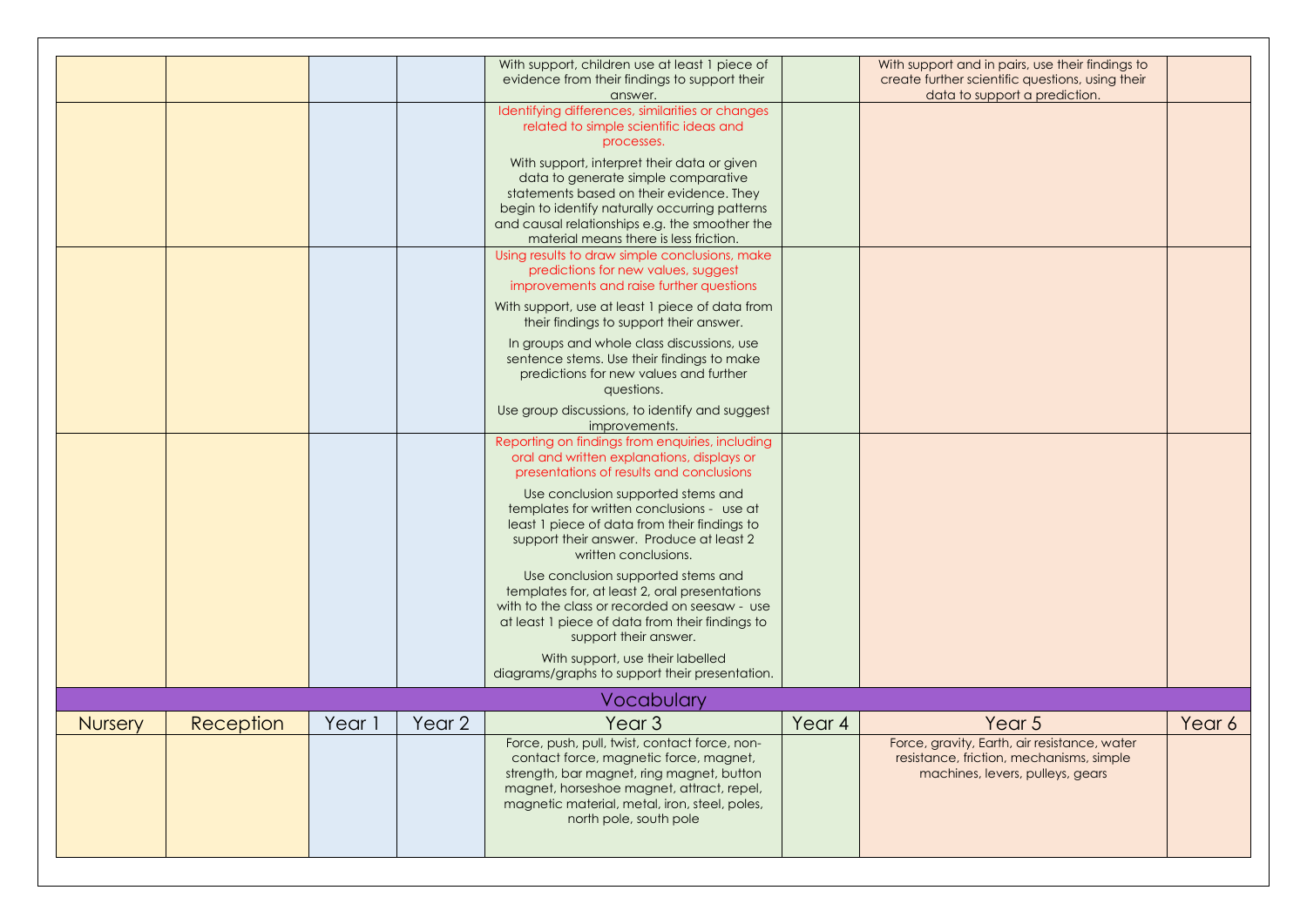| Nursery | Reception | Year 1 | Year 2 | Year 3 | Year 4 | Year 5 | Year 6 |
|---|---|---|---|---|---|---|---|
| | | | | With support, children use at least 1 piece of evidence from their findings to support their answer. | | With support and in pairs, use their findings to create further scientific questions, using their data to support a prediction. | |
| | | | | Identifying differences, similarities or changes related to simple scientific ideas and processes.<br><br>With support, interpret their data or given data to generate simple comparative statements based on their evidence. They begin to identify naturally occurring patterns and causal relationships e.g. the smoother the material means there is less friction. | | | |
| | | | | Using results to draw simple conclusions, make predictions for new values, suggest improvements and raise further questions<br><br>With support, use at least 1 piece of data from their findings to support their answer.<br><br>In groups and whole class discussions, use sentence stems. Use their findings to make predictions for new values and further questions.<br><br>Use group discussions, to identify and suggest improvements. | | | |
| | | | | Reporting on findings from enquiries, including oral and written explanations, displays or presentations of results and conclusions<br><br>Use conclusion supported stems and templates for written conclusions - use at least 1 piece of data from their findings to support their answer. Produce at least 2 written conclusions.<br><br>Use conclusion supported stems and templates for, at least 2, oral presentations with to the class or recorded on seesaw - use at least 1 piece of data from their findings to support their answer.<br><br>With support, use their labelled diagrams/graphs to support their presentation. | | | |

## Vocabulary

| Nursery | Reception | Year 1 | Year 2 | Year 3 | Year 4 | Year 5 | Year 6 |
|---|---|---|---|---|---|---|---|
| | | | | Force, push, pull, twist, contact force, non-contact force, magnetic force, magnet, strength, bar magnet, ring magnet, button magnet, horseshoe magnet, attract, repel, magnetic material, metal, iron, steel, poles, north pole, south pole | | Force, gravity, Earth, air resistance, water resistance, friction, mechanisms, simple machines, levers, pulleys, gears | |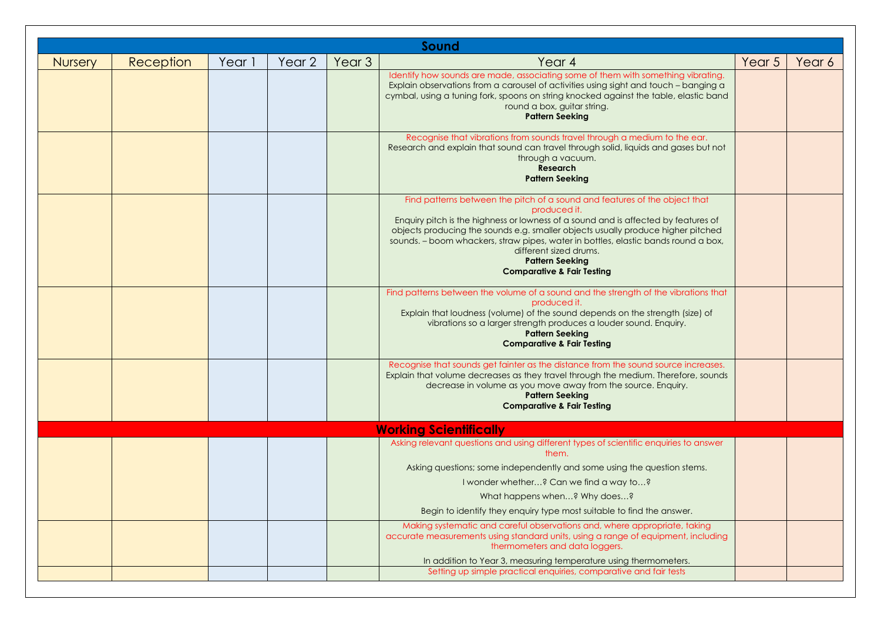| Sound | | | | | | | |
|---|---|---|---|---|---|---|---|
| Nursery | Reception | Year 1 | Year 2 | Year 3 | Year 4 | Year 5 | Year 6 |
| | | | | | Identify how sounds are made, associating some of them with something vibrating. Explain observations from a carousel of activities using sight and touch – banging a cymbal, using a tuning fork, spoons on string knocked against the table, elastic band round a box, guitar string. **Pattern Seeking** | | |
| | | | | | Recognise that vibrations from sounds travel through a medium to the ear. Research and explain that sound can travel through solid, liquids and gases but not through a vacuum. **Research** **Pattern Seeking** | | |
| | | | | | Find patterns between the pitch of a sound and features of the object that produced it. Enquiry pitch is the highness or lowness of a sound and is affected by features of objects producing the sounds e.g. smaller objects usually produce higher pitched sounds. – boom whackers, straw pipes, water in bottles, elastic bands round a box, different sized drums. **Pattern Seeking** **Comparative & Fair Testing** | | |
| | | | | | Find patterns between the volume of a sound and the strength of the vibrations that produced it. Explain that loudness (volume) of the sound depends on the strength (size) of vibrations so a larger strength produces a louder sound. Enquiry. **Pattern Seeking** **Comparative & Fair Testing** | | |
| | | | | | Recognise that sounds get fainter as the distance from the sound source increases. Explain that volume decreases as they travel through the medium. Therefore, sounds decrease in volume as you move away from the source. Enquiry. **Pattern Seeking** **Comparative & Fair Testing** | | |
| **Working Scientifically** | | | | | | | |
| | | | | | Asking relevant questions and using different types of scientific enquiries to answer them. Asking questions; some independently and some using the question stems. I wonder whether…? Can we find a way to…? What happens when…? Why does…? Begin to identify they enquiry type most suitable to find the answer. | | |
| | | | | | Making systematic and careful observations and, where appropriate, taking accurate measurements using standard units, using a range of equipment, including thermometers and data loggers. In addition to Year 3, measuring temperature using thermometers. | | |
| | | | | | Setting up simple practical enquiries, comparative and fair tests | | |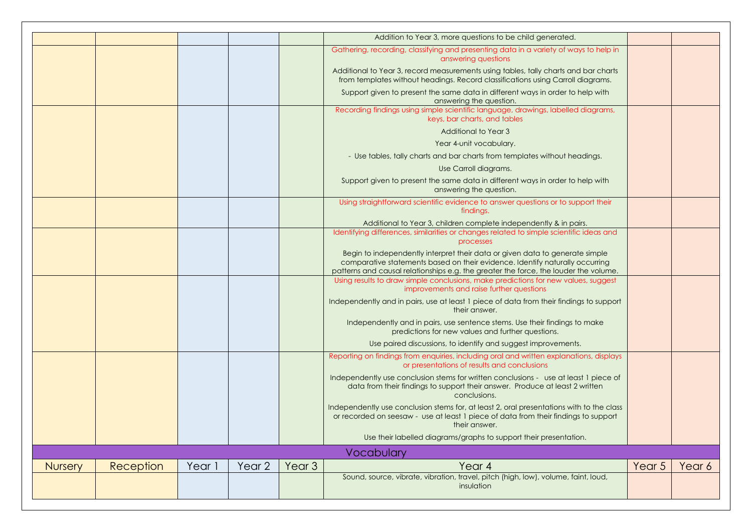| Nursery | Reception | Year 1 | Year 2 | Year 3 | Year 4 | Year 5 | Year 6 |
|---|---|---|---|---|---|---|---|
| | | | | | Addition to Year 3, more questions to be child generated. | | |
| | | | | | Gathering, recording, classifying and presenting data in a variety of ways to help in answering questions<br><br>Additional to Year 3, record measurements using tables, tally charts and bar charts from templates without headings. Record classifications using Carroll diagrams.<br><br>Support given to present the same data in different ways in order to help with answering the question. | | |
| | | | | | Recording findings using simple scientific language, drawings, labelled diagrams, keys, bar charts, and tables<br><br>Additional to Year 3<br><br>Year 4-unit vocabulary.<br><br>- Use tables, tally charts and bar charts from templates without headings.<br><br>Use Carroll diagrams.<br><br>Support given to present the same data in different ways in order to help with answering the question. | | |
| | | | | | Using straightforward scientific evidence to answer questions or to support their findings.<br><br>Additional to Year 3, children complete independently & in pairs. | | |
| | | | | | Identifying differences, similarities or changes related to simple scientific ideas and processes<br><br>Begin to independently interpret their data or given data to generate simple comparative statements based on their evidence. Identify naturally occurring patterns and causal relationships e.g. the greater the force, the louder the volume. | | |
| | | | | | Using results to draw simple conclusions, make predictions for new values, suggest improvements and raise further questions<br><br>Independently and in pairs, use at least 1 piece of data from their findings to support their answer.<br><br>Independently and in pairs, use sentence stems. Use their findings to make predictions for new values and further questions.<br><br>Use paired discussions, to identify and suggest improvements. | | |
| | | | | | Reporting on findings from enquiries, including oral and written explanations, displays or presentations of results and conclusions<br><br>Independently use conclusion stems for written conclusions - use at least 1 piece of data from their findings to support their answer. Produce at least 2 written conclusions.<br><br>Independently use conclusion stems for, at least 2, oral presentations with to the class or recorded on seesaw - use at least 1 piece of data from their findings to support their answer.<br><br>Use their labelled diagrams/graphs to support their presentation. | | |

## Vocabulary

| Nursery | Reception | Year 1 | Year 2 | Year 3 | Year 4 | Year 5 | Year 6 |
|---|---|---|---|---|---|---|---|
| | | | | | Sound, source, vibrate, vibration, travel, pitch (high, low), volume, faint, loud, insulation | | |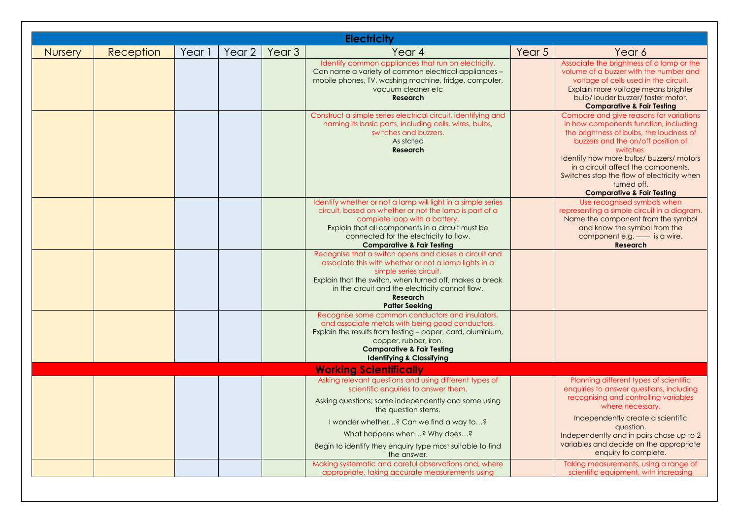| Electricity | | | | | | | |
|---|---|---|---|---|---|---|---|
| Nursery | Reception | Year 1 | Year 2 | Year 3 | Year 4 | Year 5 | Year 6 |
| | | | | | Identify common appliances that run on electricity. Can name a variety of common electrical appliances – mobile phones, TV, washing machine, fridge, computer, vacuum cleaner etc **Research** | | Associate the brightness of a lamp or the volume of a buzzer with the number and voltage of cells used in the circuit. Explain more voltage means brighter bulb/ louder buzzer/ faster motor. **Comparative & Fair Testing** |
| | | | | | Construct a simple series electrical circuit, identifying and naming its basic parts, including cells, wires, bulbs, switches and buzzers. As stated **Research** | | Compare and give reasons for variations in how components function, including the brightness of bulbs, the loudness of buzzers and the on/off position of switches. Identify how more bulbs/ buzzers/ motors in a circuit affect the components. Switches stop the flow of electricity when turned off. **Comparative & Fair Testing** |
| | | | | | Identify whether or not a lamp will light in a simple series circuit, based on whether or not the lamp is part of a complete loop with a battery. Explain that all components in a circuit must be connected for the electricity to flow. **Comparative & Fair Testing** | | Use recognised symbols when representing a simple circuit in a diagram. Name the component from the symbol and know the symbol from the component e.g. —— is a wire. **Research** |
| | | | | | Recognise that a switch opens and closes a circuit and associate this with whether or not a lamp lights in a simple series circuit. Explain that the switch, when turned off, makes a break in the circuit and the electricity cannot flow. **Research** **Patter Seeking** | | |
| | | | | | Recognise some common conductors and insulators, and associate metals with being good conductors. Explain the results from testing – paper, card, aluminium, copper, rubber, iron. **Comparative & Fair Testing** **Identifying & Classifying** | | |
| **Working Scientifically** | | | | | | | |
| | | | | | Asking relevant questions and using different types of scientific enquiries to answer them. Asking questions; some independently and some using the question stems. I wonder whether…? Can we find a way to…? What happens when…? Why does…? Begin to identify they enquiry type most suitable to find the answer. | | Planning different types of scientific enquiries to answer questions, including recognising and controlling variables where necessary. Independently create a scientific question. Independently and in pairs chose up to 2 variables and decide on the appropriate enquiry to complete. |
| | | | | | Making systematic and careful observations and, where appropriate, taking accurate measurements using | | Taking measurements, using a range of scientific equipment, with increasing |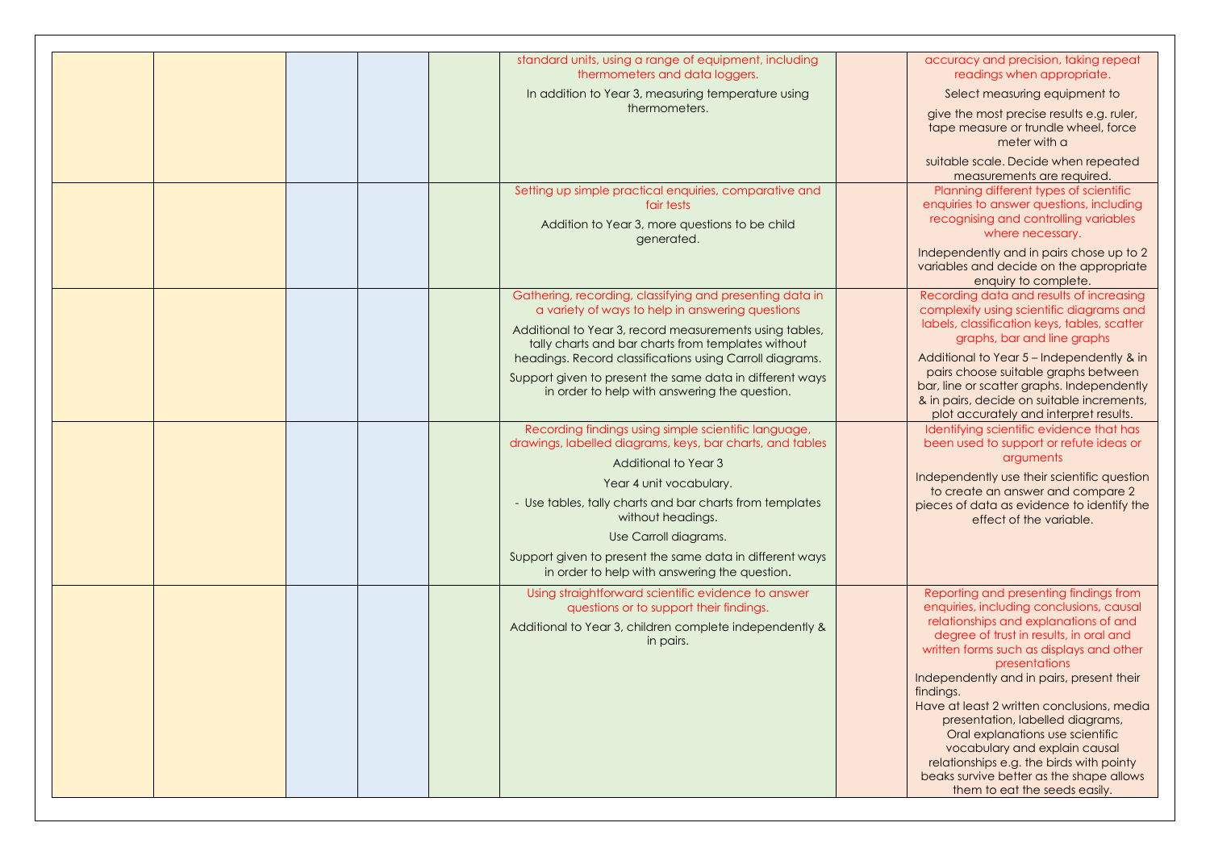| | | | | | | | |
|---|---|---|---|---|---|---|---|
| | | | | | standard units, using a range of equipment, including thermometers and data loggers.<br><br>In addition to Year 3, measuring temperature using thermometers. | | accuracy and precision, taking repeat readings when appropriate.<br><br>Select measuring equipment to<br><br>give the most precise results e.g. ruler, tape measure or trundle wheel, force meter with a<br><br>suitable scale. Decide when repeated measurements are required. |
| | | | | | Setting up simple practical enquiries, comparative and fair tests<br><br>Addition to Year 3, more questions to be child generated. | | Planning different types of scientific enquiries to answer questions, including recognising and controlling variables where necessary.<br><br>Independently and in pairs chose up to 2 variables and decide on the appropriate enquiry to complete. |
| | | | | | Gathering, recording, classifying and presenting data in a variety of ways to help in answering questions<br><br>Additional to Year 3, record measurements using tables, tally charts and bar charts from templates without headings. Record classifications using Carroll diagrams.<br><br>Support given to present the same data in different ways in order to help with answering the question. | | Recording data and results of increasing complexity using scientific diagrams and labels, classification keys, tables, scatter graphs, bar and line graphs<br><br>Additional to Year 5 – Independently & in pairs choose suitable graphs between bar, line or scatter graphs. Independently & in pairs, decide on suitable increments, plot accurately and interpret results. |
| | | | | | Recording findings using simple scientific language, drawings, labelled diagrams, keys, bar charts, and tables<br><br>Additional to Year 3<br><br>Year 4 unit vocabulary.<br><br>- Use tables, tally charts and bar charts from templates without headings.<br><br>Use Carroll diagrams.<br><br>Support given to present the same data in different ways in order to help with answering the question. | | Identifying scientific evidence that has been used to support or refute ideas or arguments<br><br>Independently use their scientific question to create an answer and compare 2 pieces of data as evidence to identify the effect of the variable. |
| | | | | | Using straightforward scientific evidence to answer questions or to support their findings.<br><br>Additional to Year 3, children complete independently & in pairs. | | Reporting and presenting findings from enquiries, including conclusions, causal relationships and explanations of and degree of trust in results, in oral and written forms such as displays and other presentations<br>Independently and in pairs, present their findings.<br>Have at least 2 written conclusions, media presentation, labelled diagrams,<br>Oral explanations use scientific vocabulary and explain causal relationships e.g. the birds with pointy beaks survive better as the shape allows them to eat the seeds easily. |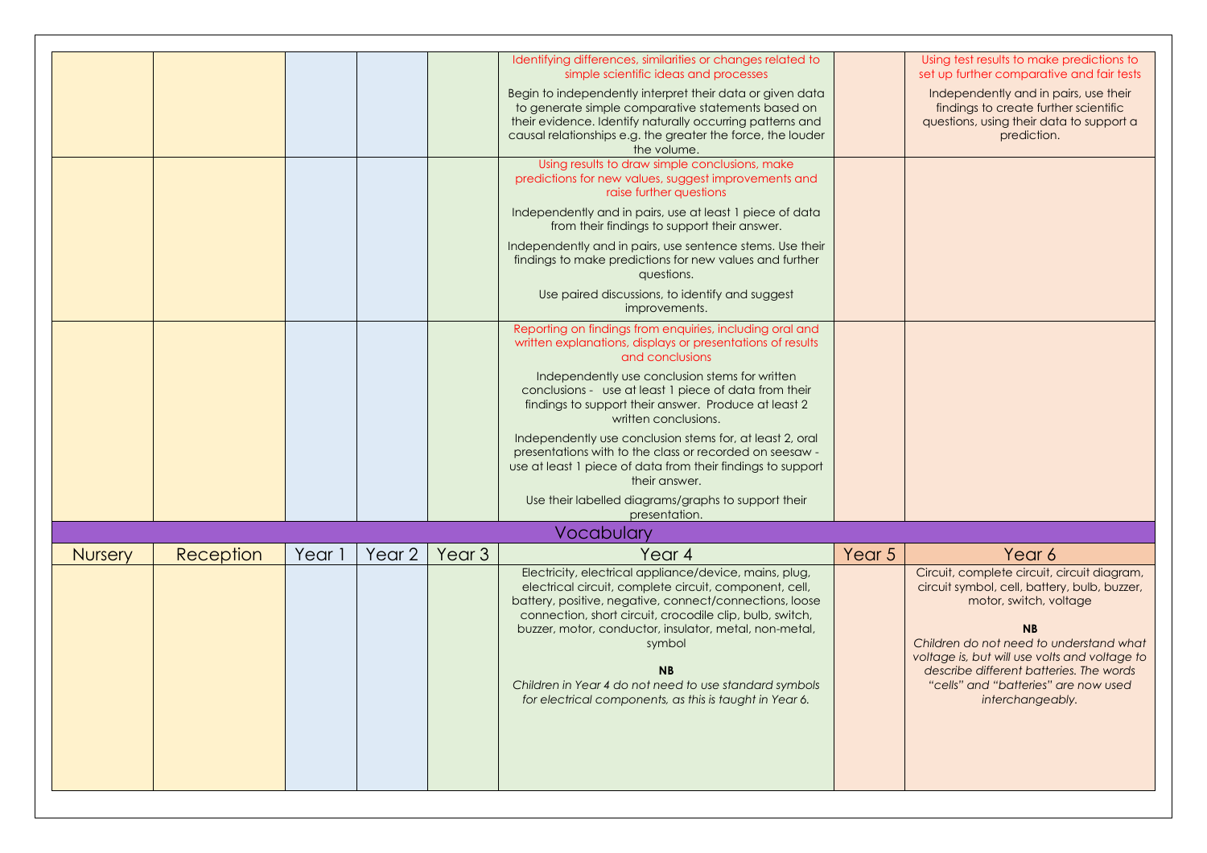| Nursery | Reception | Year 1 | Year 2 | Year 3 | Year 4 | Year 5 | Year 6 |
|---|---|---|---|---|---|---|---|
| | | | | | Identifying differences, similarities or changes related to simple scientific ideas and processes<br><br>Begin to independently interpret their data or given data to generate simple comparative statements based on their evidence. Identify naturally occurring patterns and causal relationships e.g. the greater the force, the louder the volume. | | Using test results to make predictions to set up further comparative and fair tests<br><br>Independently and in pairs, use their findings to create further scientific questions, using their data to support a prediction. |
| | | | | | Using results to draw simple conclusions, make predictions for new values, suggest improvements and raise further questions<br><br>Independently and in pairs, use at least 1 piece of data from their findings to support their answer.<br><br>Independently and in pairs, use sentence stems. Use their findings to make predictions for new values and further questions.<br><br>Use paired discussions, to identify and suggest improvements. | | |
| | | | | | Reporting on findings from enquiries, including oral and written explanations, displays or presentations of results and conclusions<br><br>Independently use conclusion stems for written conclusions - use at least 1 piece of data from their findings to support their answer. Produce at least 2 written conclusions.<br><br>Independently use conclusion stems for, at least 2, oral presentations with to the class or recorded on seesaw - use at least 1 piece of data from their findings to support their answer.<br><br>Use their labelled diagrams/graphs to support their presentation. | | |

## Vocabulary

| Nursery | Reception | Year 1 | Year 2 | Year 3 | Year 4 | Year 5 | Year 6 |
|---|---|---|---|---|---|---|---|
| | | | | | Electricity, electrical appliance/device, mains, plug, electrical circuit, complete circuit, component, cell, battery, positive, negative, connect/connections, loose connection, short circuit, crocodile clip, bulb, switch, buzzer, motor, conductor, insulator, metal, non-metal, symbol<br><br>**NB**<br>*Children in Year 4 do not need to use standard symbols for electrical components, as this is taught in Year 6.* | | Circuit, complete circuit, circuit diagram, circuit symbol, cell, battery, bulb, buzzer, motor, switch, voltage<br><br>**NB**<br>*Children do not need to understand what voltage is, but will use volts and voltage to describe different batteries. The words "cells" and "batteries" are now used interchangeably.* |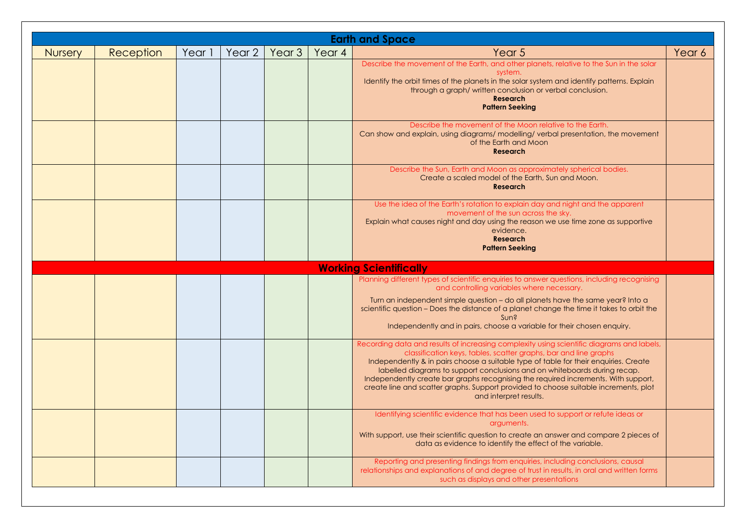| Earth and Space | | | | | | | |
|---|---|---|---|---|---|---|---|
| Nursery | Reception | Year 1 | Year 2 | Year 3 | Year 4 | Year 5 | Year 6 |
| | | | | | | Describe the movement of the Earth, and other planets, relative to the Sun in the solar system.<br>Identify the orbit times of the planets in the solar system and identify patterns. Explain through a graph/ written conclusion or verbal conclusion.<br>**Research**<br>**Pattern Seeking** | |
| | | | | | | Describe the movement of the Moon relative to the Earth.<br>Can show and explain, using diagrams/ modelling/ verbal presentation, the movement of the Earth and Moon<br>**Research** | |
| | | | | | | Describe the Sun, Earth and Moon as approximately spherical bodies.<br>Create a scaled model of the Earth, Sun and Moon.<br>**Research** | |
| | | | | | | Use the idea of the Earth's rotation to explain day and night and the apparent movement of the sun across the sky.<br>Explain what causes night and day using the reason we use time zone as supportive evidence.<br>**Research**<br>**Pattern Seeking** | |
| **Working Scientifically** | | | | | | | |
| | | | | | | Planning different types of scientific enquiries to answer questions, including recognising and controlling variables where necessary.<br>Turn an independent simple question – do all planets have the same year? Into a scientific question – Does the distance of a planet change the time it takes to orbit the Sun?<br>Independently and in pairs, choose a variable for their chosen enquiry. | |
| | | | | | | Recording data and results of increasing complexity using scientific diagrams and labels, classification keys, tables, scatter graphs, bar and line graphs<br>Independently & in pairs choose a suitable type of table for their enquiries. Create labelled diagrams to support conclusions and on whiteboards during recap. Independently create bar graphs recognising the required increments. With support, create line and scatter graphs. Support provided to choose suitable increments, plot and interpret results. | |
| | | | | | | Identifying scientific evidence that has been used to support or refute ideas or arguments.<br>With support, use their scientific question to create an answer and compare 2 pieces of data as evidence to identify the effect of the variable. | |
| | | | | | | Reporting and presenting findings from enquiries, including conclusions, causal relationships and explanations of and degree of trust in results, in oral and written forms such as displays and other presentations | |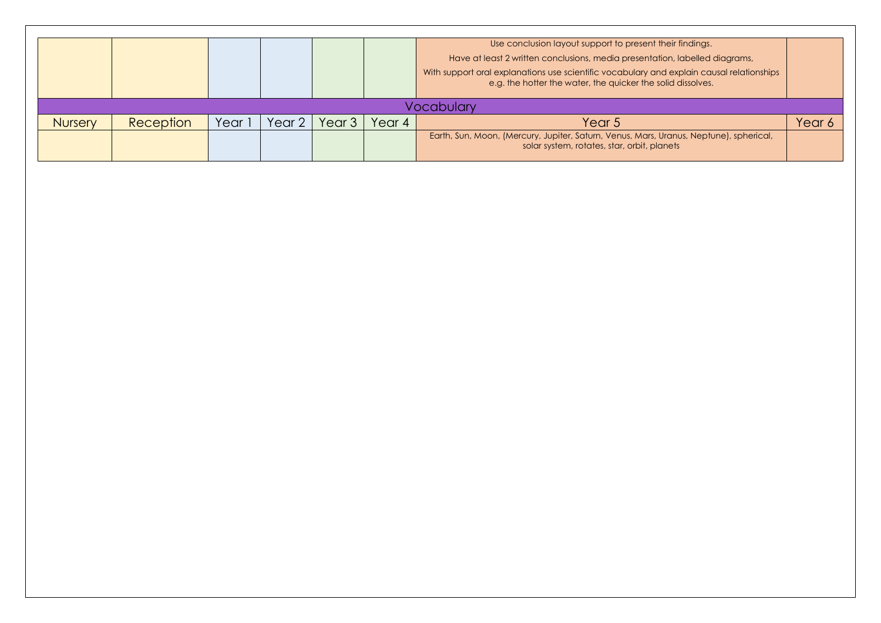| | | | | | | | |
|---|---|---|---|---|---|---|---|
| | | | | | | Use conclusion layout support to present their findings.<br>Have at least 2 written conclusions, media presentation, labelled diagrams,<br>With support oral explanations use scientific vocabulary and explain causal relationships e.g. the hotter the water, the quicker the solid dissolves. | |

## Vocabulary

| Nursery | Reception | Year 1 | Year 2 | Year 3 | Year 4 | Year 5 | Year 6 |
|---|---|---|---|---|---|---|---|
| | | | | | | Earth, Sun, Moon, (Mercury, Jupiter, Saturn, Venus, Mars, Uranus, Neptune), spherical, solar system, rotates, star, orbit, planets | |